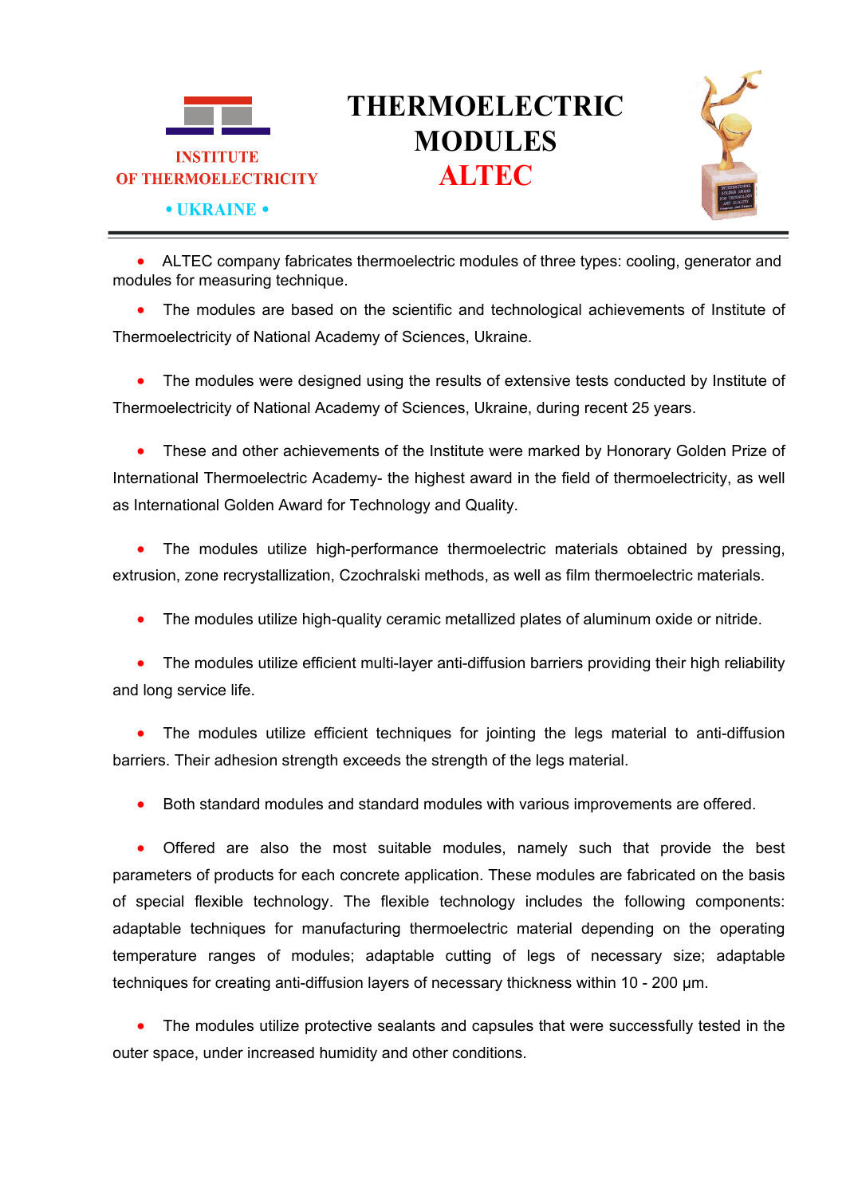INSTITUTE
OF THERMOELECTRICITY
• UKRAINE •

# THERMOELECTRIC MODULES ALTEC

- ALTEC company fabricates thermoelectric modules of three types: cooling, generator and modules for measuring technique.
- The modules are based on the scientific and technological achievements of Institute of Thermoelectricity of National Academy of Sciences, Ukraine.
- The modules were designed using the results of extensive tests conducted by Institute of Thermoelectricity of National Academy of Sciences, Ukraine, during recent 25 years.
- These and other achievements of the Institute were marked by Honorary Golden Prize of International Thermoelectric Academy- the highest award in the field of thermoelectricity, as well as International Golden Award for Technology and Quality.
- The modules utilize high-performance thermoelectric materials obtained by pressing, extrusion, zone recrystallization, Czochralski methods, as well as film thermoelectric materials.
- The modules utilize high-quality ceramic metallized plates of aluminum oxide or nitride.
- The modules utilize efficient multi-layer anti-diffusion barriers providing their high reliability and long service life.
- The modules utilize efficient techniques for jointing the legs material to anti-diffusion barriers. Their adhesion strength exceeds the strength of the legs material.
- Both standard modules and standard modules with various improvements are offered.
- Offered are also the most suitable modules, namely such that provide the best parameters of products for each concrete application. These modules are fabricated on the basis of special flexible technology. The flexible technology includes the following components: adaptable techniques for manufacturing thermoelectric material depending on the operating temperature ranges of modules; adaptable cutting of legs of necessary size; adaptable techniques for creating anti-diffusion layers of necessary thickness within 10 - 200 μm.
- The modules utilize protective sealants and capsules that were successfully tested in the outer space, under increased humidity and other conditions.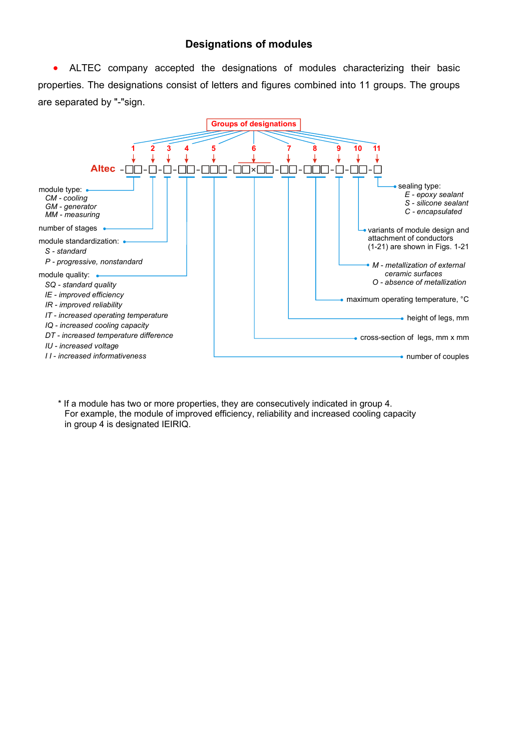## Designations of modules

- ALTEC company accepted the designations of modules characterizing their basic properties. The designations consist of letters and figures combined into 11 groups. The groups are separated by "-"sign.

**Groups of designations**

Altec -□□-□-□-□□-□□□-□□×□□-□□-□□□-□-□□-□

| Group | Meaning |
|---|---|
| 1 | module type: *CM - cooling*, *GM - generator*, *MM - measuring* |
| 2 | number of stages |
| 3 | module standardization: *S - standard*, *P - progressive, nonstandard* |
| 4 | module quality: *SQ - standard quality*, *IE - improved efficiency*, *IR - improved reliability*, *IT - increased operating temperature*, *IQ - increased cooling capacity*, *DT - increased temperature difference*, *IU - increased voltage*, *I I - increased informativeness* |
| 5 | number of couples |
| 6 | cross-section of legs, mm x mm |
| 7 | height of legs, mm |
| 8 | maximum operating temperature, °C |
| 9 | *M - metallization of external ceramic surfaces*, *O - absence of metallization* |
| 10 | variants of module design and attachment of conductors (1-21) are shown in Figs. 1-21 |
| 11 | sealing type: *E - epoxy sealant*, *S - silicone sealant*, *C - encapsulated* |

\* If a module has two or more properties, they are consecutively indicated in group 4.
For example, the module of improved efficiency, reliability and increased cooling capacity in group 4 is designated IEIRIQ.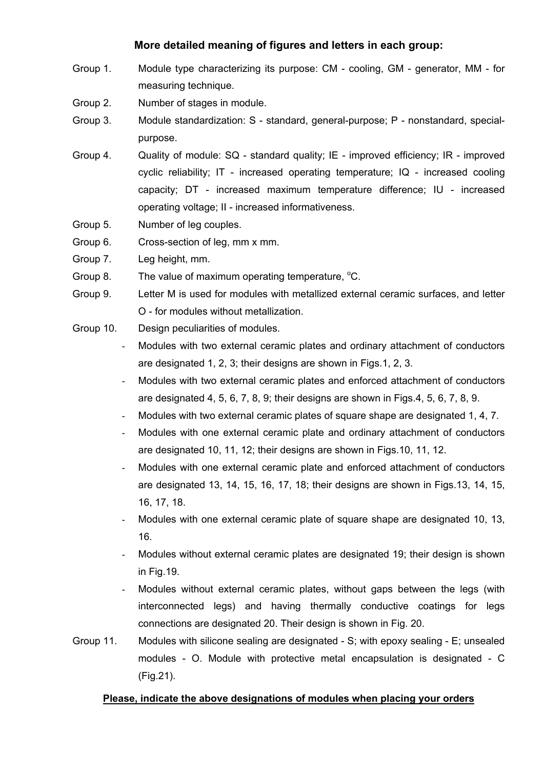## More detailed meaning of figures and letters in each group:

Group 1. Module type characterizing its purpose: CM - cooling, GM - generator, MM - for measuring technique.

Group 2. Number of stages in module.

Group 3. Module standardization: S - standard, general-purpose; P - nonstandard, special-purpose.

Group 4. Quality of module: SQ - standard quality; IE - improved efficiency; IR - improved cyclic reliability; IT - increased operating temperature; IQ - increased cooling capacity; DT - increased maximum temperature difference; IU - increased operating voltage; II - increased informativeness.

Group 5. Number of leg couples.

Group 6. Cross-section of leg, mm x mm.

Group 7. Leg height, mm.

Group 8. The value of maximum operating temperature, $^{o}$C.

Group 9. Letter M is used for modules with metallized external ceramic surfaces, and letter O - for modules without metallization.

Group 10. Design peculiarities of modules.

- Modules with two external ceramic plates and ordinary attachment of conductors are designated 1, 2, 3; their designs are shown in Figs.1, 2, 3.
- Modules with two external ceramic plates and enforced attachment of conductors are designated 4, 5, 6, 7, 8, 9; their designs are shown in Figs.4, 5, 6, 7, 8, 9.
- Modules with two external ceramic plates of square shape are designated 1, 4, 7.
- Modules with one external ceramic plate and ordinary attachment of conductors are designated 10, 11, 12; their designs are shown in Figs.10, 11, 12.
- Modules with one external ceramic plate and enforced attachment of conductors are designated 13, 14, 15, 16, 17, 18; their designs are shown in Figs.13, 14, 15, 16, 17, 18.
- Modules with one external ceramic plate of square shape are designated 10, 13, 16.
- Modules without external ceramic plates are designated 19; their design is shown in Fig.19.
- Modules without external ceramic plates, without gaps between the legs (with interconnected legs) and having thermally conductive coatings for legs connections are designated 20. Their design is shown in Fig. 20.

Group 11. Modules with silicone sealing are designated - S; with epoxy sealing - E; unsealed modules - O. Module with protective metal encapsulation is designated - C (Fig.21).

**Please, indicate the above designations of modules when placing your orders**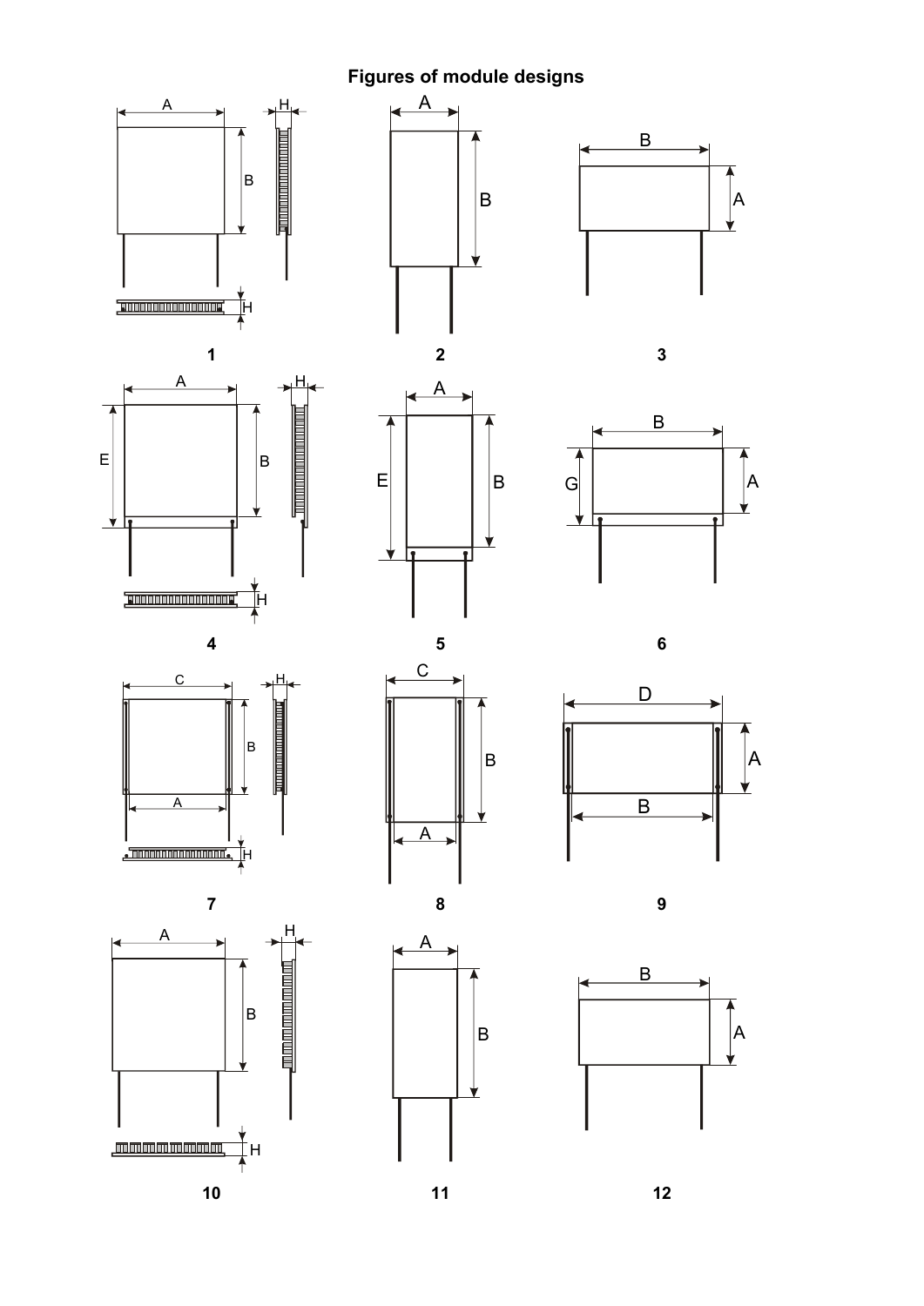# Figures of module designs

A B H

1

A B

2

B A

3

A E B H

4

A E B

5

B G A

6

C B A H

7

C B A

8

D A B

9

A B H

10

A B

11

B A

12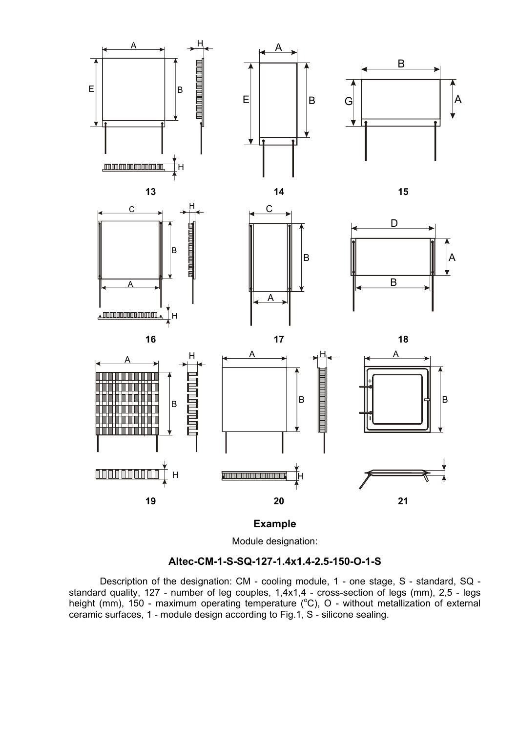13

14

15

16

17

18

19

20

21

**Example**

Module designation:

**Altec-CM-1-S-SQ-127-1.4x1.4-2.5-150-O-1-S**

Description of the designation: CM - cooling module, 1 - one stage, S - standard, SQ - standard quality, 127 - number of leg couples, 1,4x1,4 - cross-section of legs (mm), 2,5 - legs height (mm), 150 - maximum operating temperature ($^{o}$C), O - without metallization of external ceramic surfaces, 1 - module design according to Fig.1, S - silicone sealing.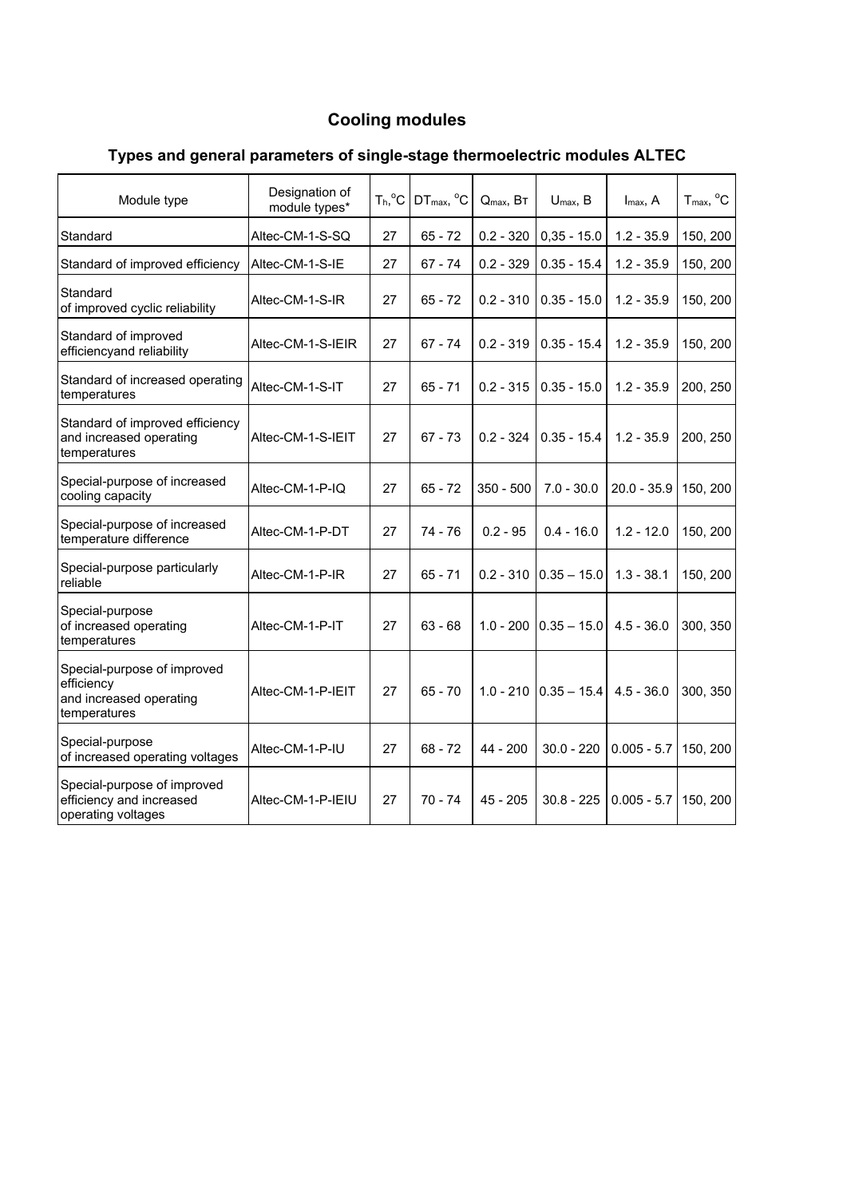# Cooling modules

## Types and general parameters of single-stage thermoelectric modules ALTEC

| Module type | Designation of module types* | $T_h$, °C | $DT_{max}$, °C | $Q_{max}$, Вт | $U_{max}$, В | $I_{max}$, A | $T_{max}$, °C |
|---|---|---|---|---|---|---|---|
| Standard | Altec-CM-1-S-SQ | 27 | 65 - 72 | 0.2 - 320 | 0,35 - 15.0 | 1.2 - 35.9 | 150, 200 |
| Standard of improved efficiency | Altec-CM-1-S-IE | 27 | 67 - 74 | 0.2 - 329 | 0.35 - 15.4 | 1.2 - 35.9 | 150, 200 |
| Standard of improved cyclic reliability | Altec-CM-1-S-IR | 27 | 65 - 72 | 0.2 - 310 | 0.35 - 15.0 | 1.2 - 35.9 | 150, 200 |
| Standard of improved efficiencyand reliability | Altec-CM-1-S-IEIR | 27 | 67 - 74 | 0.2 - 319 | 0.35 - 15.4 | 1.2 - 35.9 | 150, 200 |
| Standard of increased operating temperatures | Altec-CM-1-S-IT | 27 | 65 - 71 | 0.2 - 315 | 0.35 - 15.0 | 1.2 - 35.9 | 200, 250 |
| Standard of improved efficiency and increased operating temperatures | Altec-CM-1-S-IEIT | 27 | 67 - 73 | 0.2 - 324 | 0.35 - 15.4 | 1.2 - 35.9 | 200, 250 |
| Special-purpose of increased cooling capacity | Altec-CM-1-P-IQ | 27 | 65 - 72 | 350 - 500 | 7.0 - 30.0 | 20.0 - 35.9 | 150, 200 |
| Special-purpose of increased temperature difference | Altec-CM-1-P-DT | 27 | 74 - 76 | 0.2 - 95 | 0.4 - 16.0 | 1.2 - 12.0 | 150, 200 |
| Special-purpose particularly reliable | Altec-CM-1-P-IR | 27 | 65 - 71 | 0.2 - 310 | 0.35 – 15.0 | 1.3 - 38.1 | 150, 200 |
| Special-purpose of increased operating temperatures | Altec-CM-1-P-IT | 27 | 63 - 68 | 1.0 - 200 | 0.35 – 15.0 | 4.5 - 36.0 | 300, 350 |
| Special-purpose of improved efficiency and increased operating temperatures | Altec-CM-1-P-IEIT | 27 | 65 - 70 | 1.0 - 210 | 0.35 – 15.4 | 4.5 - 36.0 | 300, 350 |
| Special-purpose of increased operating voltages | Altec-CM-1-P-IU | 27 | 68 - 72 | 44 - 200 | 30.0 - 220 | 0.005 - 5.7 | 150, 200 |
| Special-purpose of improved efficiency and increased operating voltages | Altec-CM-1-P-IEIU | 27 | 70 - 74 | 45 - 205 | 30.8 - 225 | 0.005 - 5.7 | 150, 200 |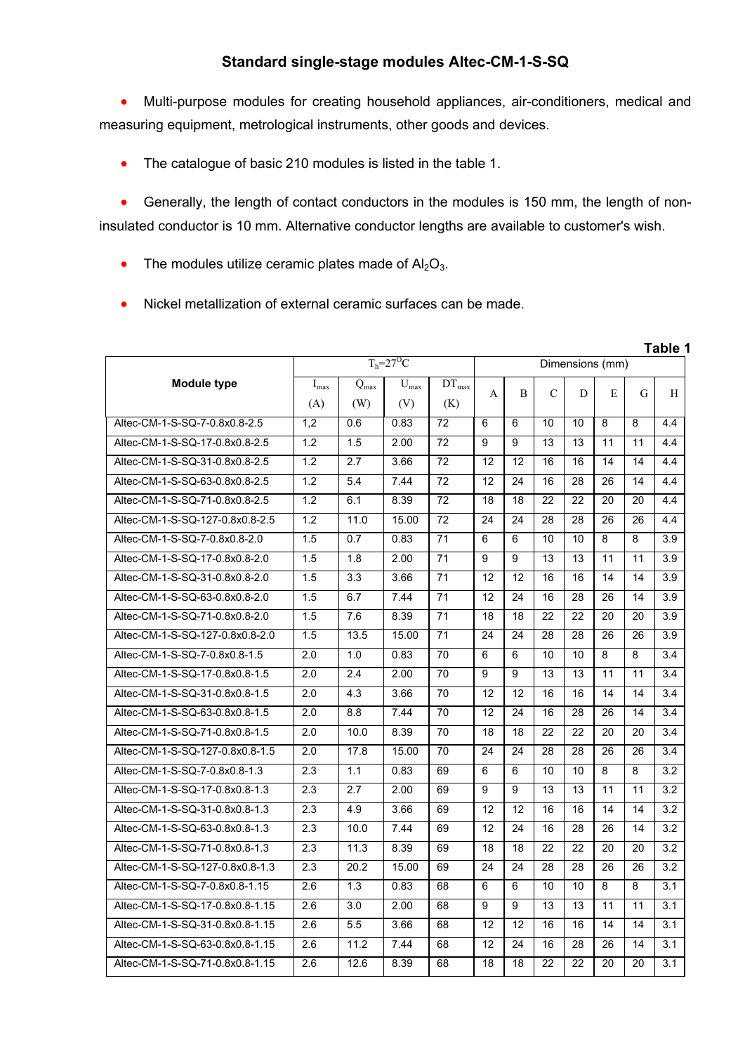# Standard single-stage modules Altec-CM-1-S-SQ

- Multi-purpose modules for creating household appliances, air-conditioners, medical and measuring equipment, metrological instruments, other goods and devices.
- The catalogue of basic 210 modules is listed in the table 1.
- Generally, the length of contact conductors in the modules is 150 mm, the length of non-insulated conductor is 10 mm. Alternative conductor lengths are available to customer's wish.
- The modules utilize ceramic plates made of $Al_2O_3$.
- Nickel metallization of external ceramic surfaces can be made.

**Table 1**

| Module type | $T_h$=27°C | | | | Dimensions (mm) | | | | | | |
|---|---|---|---|---|---|---|---|---|---|---|---|
| | $I_{max}$ (A) | $Q_{max}$ (W) | $U_{max}$ (V) | $DT_{max}$ (K) | A | B | C | D | E | G | H |
| Altec-CM-1-S-SQ-7-0.8x0.8-2.5 | 1,2 | 0.6 | 0.83 | 72 | 6 | 6 | 10 | 10 | 8 | 8 | 4.4 |
| Altec-CM-1-S-SQ-17-0.8x0.8-2.5 | 1.2 | 1.5 | 2.00 | 72 | 9 | 9 | 13 | 13 | 11 | 11 | 4.4 |
| Altec-CM-1-S-SQ-31-0.8x0.8-2.5 | 1.2 | 2.7 | 3.66 | 72 | 12 | 12 | 16 | 16 | 14 | 14 | 4.4 |
| Altec-CM-1-S-SQ-63-0.8x0.8-2.5 | 1.2 | 5.4 | 7.44 | 72 | 12 | 24 | 16 | 28 | 26 | 14 | 4.4 |
| Altec-CM-1-S-SQ-71-0.8x0.8-2.5 | 1.2 | 6.1 | 8.39 | 72 | 18 | 18 | 22 | 22 | 20 | 20 | 4.4 |
| Altec-CM-1-S-SQ-127-0.8x0.8-2.5 | 1.2 | 11.0 | 15.00 | 72 | 24 | 24 | 28 | 28 | 26 | 26 | 4.4 |
| Altec-CM-1-S-SQ-7-0.8x0.8-2.0 | 1.5 | 0.7 | 0.83 | 71 | 6 | 6 | 10 | 10 | 8 | 8 | 3.9 |
| Altec-CM-1-S-SQ-17-0.8x0.8-2.0 | 1.5 | 1.8 | 2.00 | 71 | 9 | 9 | 13 | 13 | 11 | 11 | 3.9 |
| Altec-CM-1-S-SQ-31-0.8x0.8-2.0 | 1.5 | 3.3 | 3.66 | 71 | 12 | 12 | 16 | 16 | 14 | 14 | 3.9 |
| Altec-CM-1-S-SQ-63-0.8x0.8-2.0 | 1.5 | 6.7 | 7.44 | 71 | 12 | 24 | 16 | 28 | 26 | 14 | 3.9 |
| Altec-CM-1-S-SQ-71-0.8x0.8-2.0 | 1.5 | 7.6 | 8.39 | 71 | 18 | 18 | 22 | 22 | 20 | 20 | 3.9 |
| Altec-CM-1-S-SQ-127-0.8x0.8-2.0 | 1.5 | 13.5 | 15.00 | 71 | 24 | 24 | 28 | 28 | 26 | 26 | 3.9 |
| Altec-CM-1-S-SQ-7-0.8x0.8-1.5 | 2.0 | 1.0 | 0.83 | 70 | 6 | 6 | 10 | 10 | 8 | 8 | 3.4 |
| Altec-CM-1-S-SQ-17-0.8x0.8-1.5 | 2.0 | 2.4 | 2.00 | 70 | 9 | 9 | 13 | 13 | 11 | 11 | 3.4 |
| Altec-CM-1-S-SQ-31-0.8x0.8-1.5 | 2.0 | 4.3 | 3.66 | 70 | 12 | 12 | 16 | 16 | 14 | 14 | 3.4 |
| Altec-CM-1-S-SQ-63-0.8x0.8-1.5 | 2.0 | 8.8 | 7.44 | 70 | 12 | 24 | 16 | 28 | 26 | 14 | 3.4 |
| Altec-CM-1-S-SQ-71-0.8x0.8-1.5 | 2.0 | 10.0 | 8.39 | 70 | 18 | 18 | 22 | 22 | 20 | 20 | 3.4 |
| Altec-CM-1-S-SQ-127-0.8x0.8-1.5 | 2.0 | 17.8 | 15.00 | 70 | 24 | 24 | 28 | 28 | 26 | 26 | 3.4 |
| Altec-CM-1-S-SQ-7-0.8x0.8-1.3 | 2.3 | 1.1 | 0.83 | 69 | 6 | 6 | 10 | 10 | 8 | 8 | 3.2 |
| Altec-CM-1-S-SQ-17-0.8x0.8-1.3 | 2.3 | 2.7 | 2.00 | 69 | 9 | 9 | 13 | 13 | 11 | 11 | 3.2 |
| Altec-CM-1-S-SQ-31-0.8x0.8-1.3 | 2.3 | 4.9 | 3.66 | 69 | 12 | 12 | 16 | 16 | 14 | 14 | 3.2 |
| Altec-CM-1-S-SQ-63-0.8x0.8-1.3 | 2.3 | 10.0 | 7.44 | 69 | 12 | 24 | 16 | 28 | 26 | 14 | 3.2 |
| Altec-CM-1-S-SQ-71-0.8x0.8-1.3 | 2.3 | 11.3 | 8.39 | 69 | 18 | 18 | 22 | 22 | 20 | 20 | 3.2 |
| Altec-CM-1-S-SQ-127-0.8x0.8-1.3 | 2.3 | 20.2 | 15.00 | 69 | 24 | 24 | 28 | 28 | 26 | 26 | 3.2 |
| Altec-CM-1-S-SQ-7-0.8x0.8-1.15 | 2.6 | 1.3 | 0.83 | 68 | 6 | 6 | 10 | 10 | 8 | 8 | 3.1 |
| Altec-CM-1-S-SQ-17-0.8x0.8-1.15 | 2.6 | 3.0 | 2.00 | 68 | 9 | 9 | 13 | 13 | 11 | 11 | 3.1 |
| Altec-CM-1-S-SQ-31-0.8x0.8-1.15 | 2.6 | 5.5 | 3.66 | 68 | 12 | 12 | 16 | 16 | 14 | 14 | 3.1 |
| Altec-CM-1-S-SQ-63-0.8x0.8-1.15 | 2.6 | 11.2 | 7.44 | 68 | 12 | 24 | 16 | 28 | 26 | 14 | 3.1 |
| Altec-CM-1-S-SQ-71-0.8x0.8-1.15 | 2.6 | 12.6 | 8.39 | 68 | 18 | 18 | 22 | 22 | 20 | 20 | 3.1 |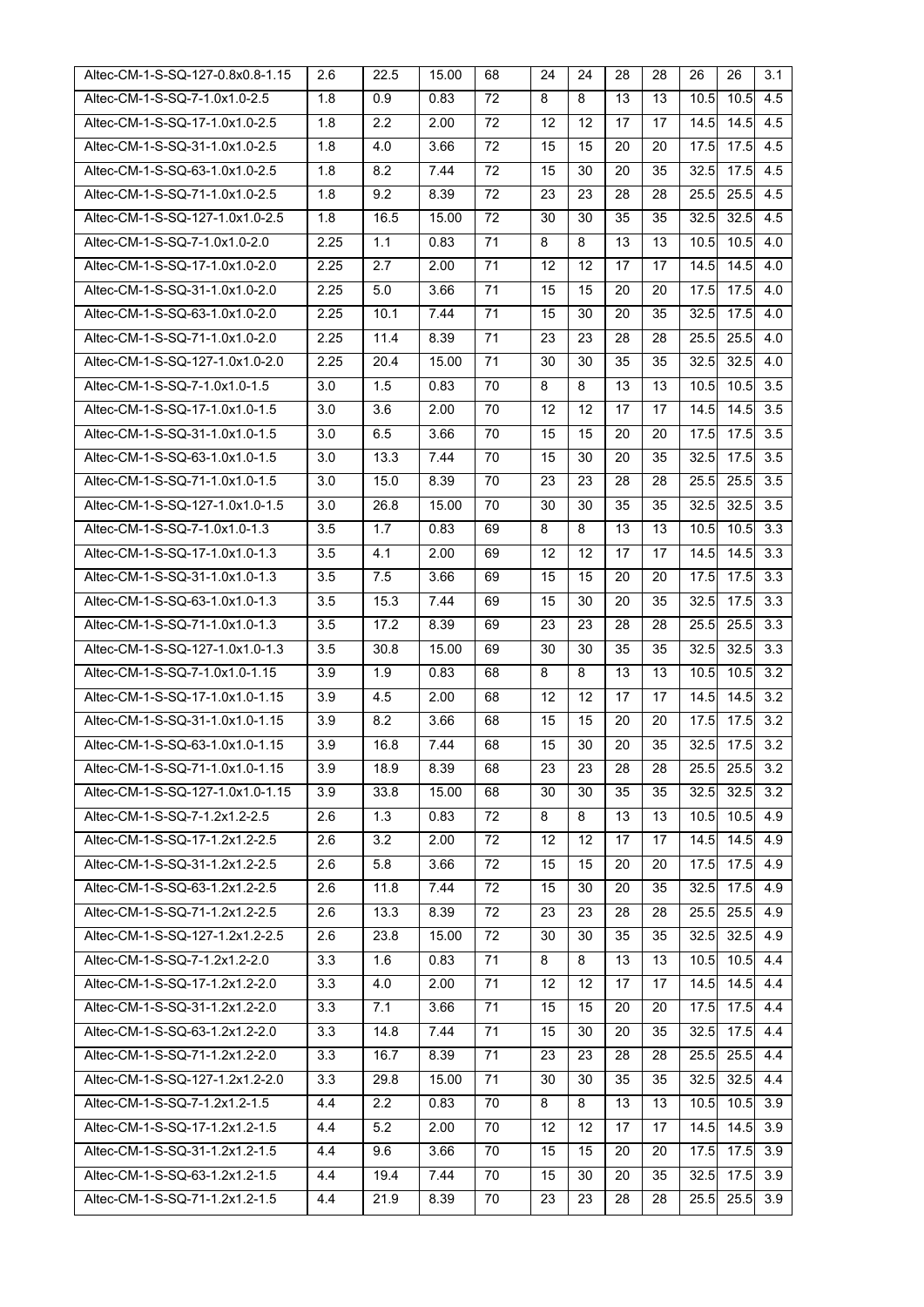| Altec-CM-1-S-SQ-127-0.8x0.8-1.15 | 2.6 | 22.5 | 15.00 | 68 | 24 | 24 | 28 | 28 | 26 | 26 | 3.1 |
|---|---|---|---|---|---|---|---|---|---|---|---|
| Altec-CM-1-S-SQ-7-1.0x1.0-2.5 | 1.8 | 0.9 | 0.83 | 72 | 8 | 8 | 13 | 13 | 10.5 | 10.5 | 4.5 |
| Altec-CM-1-S-SQ-17-1.0x1.0-2.5 | 1.8 | 2.2 | 2.00 | 72 | 12 | 12 | 17 | 17 | 14.5 | 14.5 | 4.5 |
| Altec-CM-1-S-SQ-31-1.0x1.0-2.5 | 1.8 | 4.0 | 3.66 | 72 | 15 | 15 | 20 | 20 | 17.5 | 17.5 | 4.5 |
| Altec-CM-1-S-SQ-63-1.0x1.0-2.5 | 1.8 | 8.2 | 7.44 | 72 | 15 | 30 | 20 | 35 | 32.5 | 17.5 | 4.5 |
| Altec-CM-1-S-SQ-71-1.0x1.0-2.5 | 1.8 | 9.2 | 8.39 | 72 | 23 | 23 | 28 | 28 | 25.5 | 25.5 | 4.5 |
| Altec-CM-1-S-SQ-127-1.0x1.0-2.5 | 1.8 | 16.5 | 15.00 | 72 | 30 | 30 | 35 | 35 | 32.5 | 32.5 | 4.5 |
| Altec-CM-1-S-SQ-7-1.0x1.0-2.0 | 2.25 | 1.1 | 0.83 | 71 | 8 | 8 | 13 | 13 | 10.5 | 10.5 | 4.0 |
| Altec-CM-1-S-SQ-17-1.0x1.0-2.0 | 2.25 | 2.7 | 2.00 | 71 | 12 | 12 | 17 | 17 | 14.5 | 14.5 | 4.0 |
| Altec-CM-1-S-SQ-31-1.0x1.0-2.0 | 2.25 | 5.0 | 3.66 | 71 | 15 | 15 | 20 | 20 | 17.5 | 17.5 | 4.0 |
| Altec-CM-1-S-SQ-63-1.0x1.0-2.0 | 2.25 | 10.1 | 7.44 | 71 | 15 | 30 | 20 | 35 | 32.5 | 17.5 | 4.0 |
| Altec-CM-1-S-SQ-71-1.0x1.0-2.0 | 2.25 | 11.4 | 8.39 | 71 | 23 | 23 | 28 | 28 | 25.5 | 25.5 | 4.0 |
| Altec-CM-1-S-SQ-127-1.0x1.0-2.0 | 2.25 | 20.4 | 15.00 | 71 | 30 | 30 | 35 | 35 | 32.5 | 32.5 | 4.0 |
| Altec-CM-1-S-SQ-7-1.0x1.0-1.5 | 3.0 | 1.5 | 0.83 | 70 | 8 | 8 | 13 | 13 | 10.5 | 10.5 | 3.5 |
| Altec-CM-1-S-SQ-17-1.0x1.0-1.5 | 3.0 | 3.6 | 2.00 | 70 | 12 | 12 | 17 | 17 | 14.5 | 14.5 | 3.5 |
| Altec-CM-1-S-SQ-31-1.0x1.0-1.5 | 3.0 | 6.5 | 3.66 | 70 | 15 | 15 | 20 | 20 | 17.5 | 17.5 | 3.5 |
| Altec-CM-1-S-SQ-63-1.0x1.0-1.5 | 3.0 | 13.3 | 7.44 | 70 | 15 | 30 | 20 | 35 | 32.5 | 17.5 | 3.5 |
| Altec-CM-1-S-SQ-71-1.0x1.0-1.5 | 3.0 | 15.0 | 8.39 | 70 | 23 | 23 | 28 | 28 | 25.5 | 25.5 | 3.5 |
| Altec-CM-1-S-SQ-127-1.0x1.0-1.5 | 3.0 | 26.8 | 15.00 | 70 | 30 | 30 | 35 | 35 | 32.5 | 32.5 | 3.5 |
| Altec-CM-1-S-SQ-7-1.0x1.0-1.3 | 3.5 | 1.7 | 0.83 | 69 | 8 | 8 | 13 | 13 | 10.5 | 10.5 | 3.3 |
| Altec-CM-1-S-SQ-17-1.0x1.0-1.3 | 3.5 | 4.1 | 2.00 | 69 | 12 | 12 | 17 | 17 | 14.5 | 14.5 | 3.3 |
| Altec-CM-1-S-SQ-31-1.0x1.0-1.3 | 3.5 | 7.5 | 3.66 | 69 | 15 | 15 | 20 | 20 | 17.5 | 17.5 | 3.3 |
| Altec-CM-1-S-SQ-63-1.0x1.0-1.3 | 3.5 | 15.3 | 7.44 | 69 | 15 | 30 | 20 | 35 | 32.5 | 17.5 | 3.3 |
| Altec-CM-1-S-SQ-71-1.0x1.0-1.3 | 3.5 | 17.2 | 8.39 | 69 | 23 | 23 | 28 | 28 | 25.5 | 25.5 | 3.3 |
| Altec-CM-1-S-SQ-127-1.0x1.0-1.3 | 3.5 | 30.8 | 15.00 | 69 | 30 | 30 | 35 | 35 | 32.5 | 32.5 | 3.3 |
| Altec-CM-1-S-SQ-7-1.0x1.0-1.15 | 3.9 | 1.9 | 0.83 | 68 | 8 | 8 | 13 | 13 | 10.5 | 10.5 | 3.2 |
| Altec-CM-1-S-SQ-17-1.0x1.0-1.15 | 3.9 | 4.5 | 2.00 | 68 | 12 | 12 | 17 | 17 | 14.5 | 14.5 | 3.2 |
| Altec-CM-1-S-SQ-31-1.0x1.0-1.15 | 3.9 | 8.2 | 3.66 | 68 | 15 | 15 | 20 | 20 | 17.5 | 17.5 | 3.2 |
| Altec-CM-1-S-SQ-63-1.0x1.0-1.15 | 3.9 | 16.8 | 7.44 | 68 | 15 | 30 | 20 | 35 | 32.5 | 17.5 | 3.2 |
| Altec-CM-1-S-SQ-71-1.0x1.0-1.15 | 3.9 | 18.9 | 8.39 | 68 | 23 | 23 | 28 | 28 | 25.5 | 25.5 | 3.2 |
| Altec-CM-1-S-SQ-127-1.0x1.0-1.15 | 3.9 | 33.8 | 15.00 | 68 | 30 | 30 | 35 | 35 | 32.5 | 32.5 | 3.2 |
| Altec-CM-1-S-SQ-7-1.2x1.2-2.5 | 2.6 | 1.3 | 0.83 | 72 | 8 | 8 | 13 | 13 | 10.5 | 10.5 | 4.9 |
| Altec-CM-1-S-SQ-17-1.2x1.2-2.5 | 2.6 | 3.2 | 2.00 | 72 | 12 | 12 | 17 | 17 | 14.5 | 14.5 | 4.9 |
| Altec-CM-1-S-SQ-31-1.2x1.2-2.5 | 2.6 | 5.8 | 3.66 | 72 | 15 | 15 | 20 | 20 | 17.5 | 17.5 | 4.9 |
| Altec-CM-1-S-SQ-63-1.2x1.2-2.5 | 2.6 | 11.8 | 7.44 | 72 | 15 | 30 | 20 | 35 | 32.5 | 17.5 | 4.9 |
| Altec-CM-1-S-SQ-71-1.2x1.2-2.5 | 2.6 | 13.3 | 8.39 | 72 | 23 | 23 | 28 | 28 | 25.5 | 25.5 | 4.9 |
| Altec-CM-1-S-SQ-127-1.2x1.2-2.5 | 2.6 | 23.8 | 15.00 | 72 | 30 | 30 | 35 | 35 | 32.5 | 32.5 | 4.9 |
| Altec-CM-1-S-SQ-7-1.2x1.2-2.0 | 3.3 | 1.6 | 0.83 | 71 | 8 | 8 | 13 | 13 | 10.5 | 10.5 | 4.4 |
| Altec-CM-1-S-SQ-17-1.2x1.2-2.0 | 3.3 | 4.0 | 2.00 | 71 | 12 | 12 | 17 | 17 | 14.5 | 14.5 | 4.4 |
| Altec-CM-1-S-SQ-31-1.2x1.2-2.0 | 3.3 | 7.1 | 3.66 | 71 | 15 | 15 | 20 | 20 | 17.5 | 17.5 | 4.4 |
| Altec-CM-1-S-SQ-63-1.2x1.2-2.0 | 3.3 | 14.8 | 7.44 | 71 | 15 | 30 | 20 | 35 | 32.5 | 17.5 | 4.4 |
| Altec-CM-1-S-SQ-71-1.2x1.2-2.0 | 3.3 | 16.7 | 8.39 | 71 | 23 | 23 | 28 | 28 | 25.5 | 25.5 | 4.4 |
| Altec-CM-1-S-SQ-127-1.2x1.2-2.0 | 3.3 | 29.8 | 15.00 | 71 | 30 | 30 | 35 | 35 | 32.5 | 32.5 | 4.4 |
| Altec-CM-1-S-SQ-7-1.2x1.2-1.5 | 4.4 | 2.2 | 0.83 | 70 | 8 | 8 | 13 | 13 | 10.5 | 10.5 | 3.9 |
| Altec-CM-1-S-SQ-17-1.2x1.2-1.5 | 4.4 | 5.2 | 2.00 | 70 | 12 | 12 | 17 | 17 | 14.5 | 14.5 | 3.9 |
| Altec-CM-1-S-SQ-31-1.2x1.2-1.5 | 4.4 | 9.6 | 3.66 | 70 | 15 | 15 | 20 | 20 | 17.5 | 17.5 | 3.9 |
| Altec-CM-1-S-SQ-63-1.2x1.2-1.5 | 4.4 | 19.4 | 7.44 | 70 | 15 | 30 | 20 | 35 | 32.5 | 17.5 | 3.9 |
| Altec-CM-1-S-SQ-71-1.2x1.2-1.5 | 4.4 | 21.9 | 8.39 | 70 | 23 | 23 | 28 | 28 | 25.5 | 25.5 | 3.9 |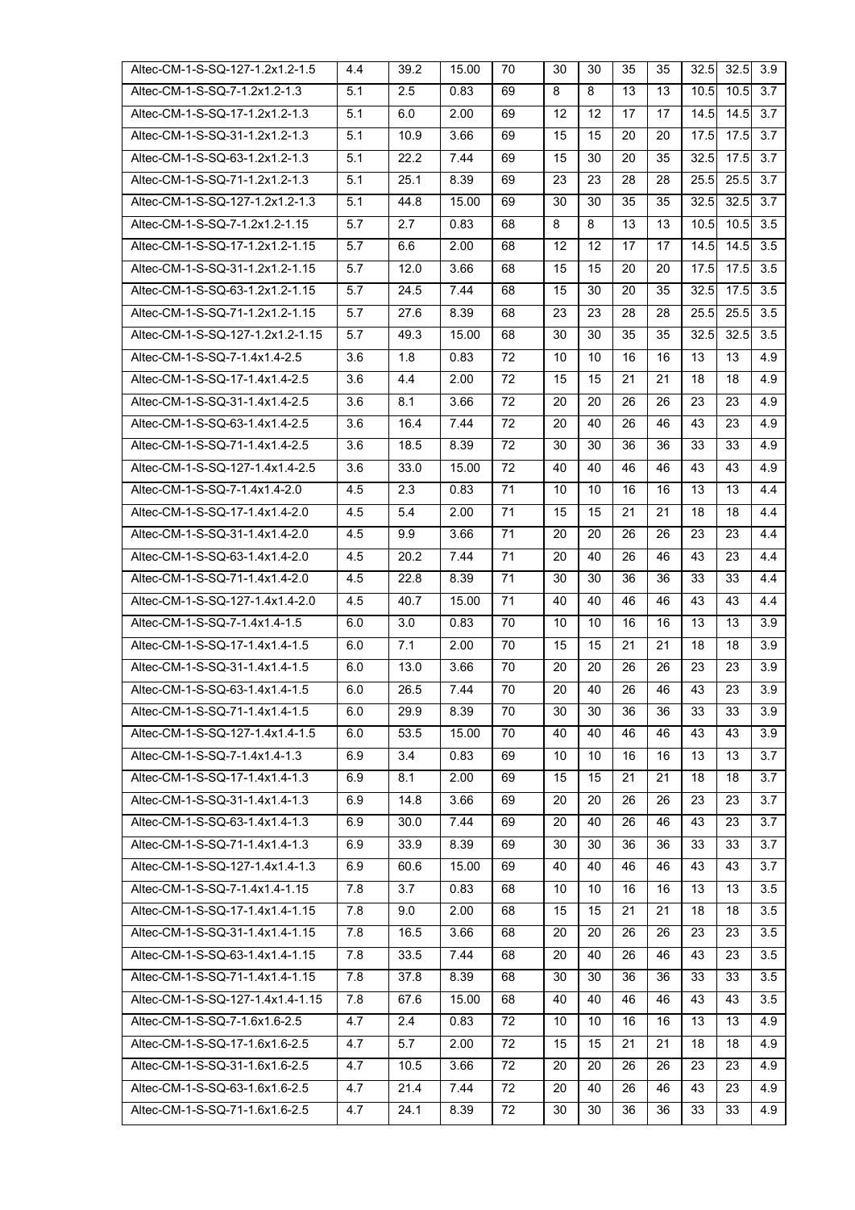| Altec-CM-1-S-SQ-127-1.2x1.2-1.5 | 4.4 | 39.2 | 15.00 | 70 | 30 | 30 | 35 | 35 | 32.5 | 32.5 | 3.9 |
|---|---|---|---|---|---|---|---|---|---|---|---|
| Altec-CM-1-S-SQ-7-1.2x1.2-1.3 | 5.1 | 2.5 | 0.83 | 69 | 8 | 8 | 13 | 13 | 10.5 | 10.5 | 3.7 |
| Altec-CM-1-S-SQ-17-1.2x1.2-1.3 | 5.1 | 6.0 | 2.00 | 69 | 12 | 12 | 17 | 17 | 14.5 | 14.5 | 3.7 |
| Altec-CM-1-S-SQ-31-1.2x1.2-1.3 | 5.1 | 10.9 | 3.66 | 69 | 15 | 15 | 20 | 20 | 17.5 | 17.5 | 3.7 |
| Altec-CM-1-S-SQ-63-1.2x1.2-1.3 | 5.1 | 22.2 | 7.44 | 69 | 15 | 30 | 20 | 35 | 32.5 | 17.5 | 3.7 |
| Altec-CM-1-S-SQ-71-1.2x1.2-1.3 | 5.1 | 25.1 | 8.39 | 69 | 23 | 23 | 28 | 28 | 25.5 | 25.5 | 3.7 |
| Altec-CM-1-S-SQ-127-1.2x1.2-1.3 | 5.1 | 44.8 | 15.00 | 69 | 30 | 30 | 35 | 35 | 32.5 | 32.5 | 3.7 |
| Altec-CM-1-S-SQ-7-1.2x1.2-1.15 | 5.7 | 2.7 | 0.83 | 68 | 8 | 8 | 13 | 13 | 10.5 | 10.5 | 3.5 |
| Altec-CM-1-S-SQ-17-1.2x1.2-1.15 | 5.7 | 6.6 | 2.00 | 68 | 12 | 12 | 17 | 17 | 14.5 | 14.5 | 3.5 |
| Altec-CM-1-S-SQ-31-1.2x1.2-1.15 | 5.7 | 12.0 | 3.66 | 68 | 15 | 15 | 20 | 20 | 17.5 | 17.5 | 3.5 |
| Altec-CM-1-S-SQ-63-1.2x1.2-1.15 | 5.7 | 24.5 | 7.44 | 68 | 15 | 30 | 20 | 35 | 32.5 | 17.5 | 3.5 |
| Altec-CM-1-S-SQ-71-1.2x1.2-1.15 | 5.7 | 27.6 | 8.39 | 68 | 23 | 23 | 28 | 28 | 25.5 | 25.5 | 3.5 |
| Altec-CM-1-S-SQ-127-1.2x1.2-1.15 | 5.7 | 49.3 | 15.00 | 68 | 30 | 30 | 35 | 35 | 32.5 | 32.5 | 3.5 |
| Altec-CM-1-S-SQ-7-1.4x1.4-2.5 | 3.6 | 1.8 | 0.83 | 72 | 10 | 10 | 16 | 16 | 13 | 13 | 4.9 |
| Altec-CM-1-S-SQ-17-1.4x1.4-2.5 | 3.6 | 4.4 | 2.00 | 72 | 15 | 15 | 21 | 21 | 18 | 18 | 4.9 |
| Altec-CM-1-S-SQ-31-1.4x1.4-2.5 | 3.6 | 8.1 | 3.66 | 72 | 20 | 20 | 26 | 26 | 23 | 23 | 4.9 |
| Altec-CM-1-S-SQ-63-1.4x1.4-2.5 | 3.6 | 16.4 | 7.44 | 72 | 20 | 40 | 26 | 46 | 43 | 23 | 4.9 |
| Altec-CM-1-S-SQ-71-1.4x1.4-2.5 | 3.6 | 18.5 | 8.39 | 72 | 30 | 30 | 36 | 36 | 33 | 33 | 4.9 |
| Altec-CM-1-S-SQ-127-1.4x1.4-2.5 | 3.6 | 33.0 | 15.00 | 72 | 40 | 40 | 46 | 46 | 43 | 43 | 4.9 |
| Altec-CM-1-S-SQ-7-1.4x1.4-2.0 | 4.5 | 2.3 | 0.83 | 71 | 10 | 10 | 16 | 16 | 13 | 13 | 4.4 |
| Altec-CM-1-S-SQ-17-1.4x1.4-2.0 | 4.5 | 5.4 | 2.00 | 71 | 15 | 15 | 21 | 21 | 18 | 18 | 4.4 |
| Altec-CM-1-S-SQ-31-1.4x1.4-2.0 | 4.5 | 9.9 | 3.66 | 71 | 20 | 20 | 26 | 26 | 23 | 23 | 4.4 |
| Altec-CM-1-S-SQ-63-1.4x1.4-2.0 | 4.5 | 20.2 | 7.44 | 71 | 20 | 40 | 26 | 46 | 43 | 23 | 4.4 |
| Altec-CM-1-S-SQ-71-1.4x1.4-2.0 | 4.5 | 22.8 | 8.39 | 71 | 30 | 30 | 36 | 36 | 33 | 33 | 4.4 |
| Altec-CM-1-S-SQ-127-1.4x1.4-2.0 | 4.5 | 40.7 | 15.00 | 71 | 40 | 40 | 46 | 46 | 43 | 43 | 4.4 |
| Altec-CM-1-S-SQ-7-1.4x1.4-1.5 | 6.0 | 3.0 | 0.83 | 70 | 10 | 10 | 16 | 16 | 13 | 13 | 3.9 |
| Altec-CM-1-S-SQ-17-1.4x1.4-1.5 | 6.0 | 7.1 | 2.00 | 70 | 15 | 15 | 21 | 21 | 18 | 18 | 3.9 |
| Altec-CM-1-S-SQ-31-1.4x1.4-1.5 | 6.0 | 13.0 | 3.66 | 70 | 20 | 20 | 26 | 26 | 23 | 23 | 3.9 |
| Altec-CM-1-S-SQ-63-1.4x1.4-1.5 | 6.0 | 26.5 | 7.44 | 70 | 20 | 40 | 26 | 46 | 43 | 23 | 3.9 |
| Altec-CM-1-S-SQ-71-1.4x1.4-1.5 | 6.0 | 29.9 | 8.39 | 70 | 30 | 30 | 36 | 36 | 33 | 33 | 3.9 |
| Altec-CM-1-S-SQ-127-1.4x1.4-1.5 | 6.0 | 53.5 | 15.00 | 70 | 40 | 40 | 46 | 46 | 43 | 43 | 3.9 |
| Altec-CM-1-S-SQ-7-1.4x1.4-1.3 | 6.9 | 3.4 | 0.83 | 69 | 10 | 10 | 16 | 16 | 13 | 13 | 3.7 |
| Altec-CM-1-S-SQ-17-1.4x1.4-1.3 | 6.9 | 8.1 | 2.00 | 69 | 15 | 15 | 21 | 21 | 18 | 18 | 3.7 |
| Altec-CM-1-S-SQ-31-1.4x1.4-1.3 | 6.9 | 14.8 | 3.66 | 69 | 20 | 20 | 26 | 26 | 23 | 23 | 3.7 |
| Altec-CM-1-S-SQ-63-1.4x1.4-1.3 | 6.9 | 30.0 | 7.44 | 69 | 20 | 40 | 26 | 46 | 43 | 23 | 3.7 |
| Altec-CM-1-S-SQ-71-1.4x1.4-1.3 | 6.9 | 33.9 | 8.39 | 69 | 30 | 30 | 36 | 36 | 33 | 33 | 3.7 |
| Altec-CM-1-S-SQ-127-1.4x1.4-1.3 | 6.9 | 60.6 | 15.00 | 69 | 40 | 40 | 46 | 46 | 43 | 43 | 3.7 |
| Altec-CM-1-S-SQ-7-1.4x1.4-1.15 | 7.8 | 3.7 | 0.83 | 68 | 10 | 10 | 16 | 16 | 13 | 13 | 3.5 |
| Altec-CM-1-S-SQ-17-1.4x1.4-1.15 | 7.8 | 9.0 | 2.00 | 68 | 15 | 15 | 21 | 21 | 18 | 18 | 3.5 |
| Altec-CM-1-S-SQ-31-1.4x1.4-1.15 | 7.8 | 16.5 | 3.66 | 68 | 20 | 20 | 26 | 26 | 23 | 23 | 3.5 |
| Altec-CM-1-S-SQ-63-1.4x1.4-1.15 | 7.8 | 33.5 | 7.44 | 68 | 20 | 40 | 26 | 46 | 43 | 23 | 3.5 |
| Altec-CM-1-S-SQ-71-1.4x1.4-1.15 | 7.8 | 37.8 | 8.39 | 68 | 30 | 30 | 36 | 36 | 33 | 33 | 3.5 |
| Altec-CM-1-S-SQ-127-1.4x1.4-1.15 | 7.8 | 67.6 | 15.00 | 68 | 40 | 40 | 46 | 46 | 43 | 43 | 3.5 |
| Altec-CM-1-S-SQ-7-1.6x1.6-2.5 | 4.7 | 2.4 | 0.83 | 72 | 10 | 10 | 16 | 16 | 13 | 13 | 4.9 |
| Altec-CM-1-S-SQ-17-1.6x1.6-2.5 | 4.7 | 5.7 | 2.00 | 72 | 15 | 15 | 21 | 21 | 18 | 18 | 4.9 |
| Altec-CM-1-S-SQ-31-1.6x1.6-2.5 | 4.7 | 10.5 | 3.66 | 72 | 20 | 20 | 26 | 26 | 23 | 23 | 4.9 |
| Altec-CM-1-S-SQ-63-1.6x1.6-2.5 | 4.7 | 21.4 | 7.44 | 72 | 20 | 40 | 26 | 46 | 43 | 23 | 4.9 |
| Altec-CM-1-S-SQ-71-1.6x1.6-2.5 | 4.7 | 24.1 | 8.39 | 72 | 30 | 30 | 36 | 36 | 33 | 33 | 4.9 |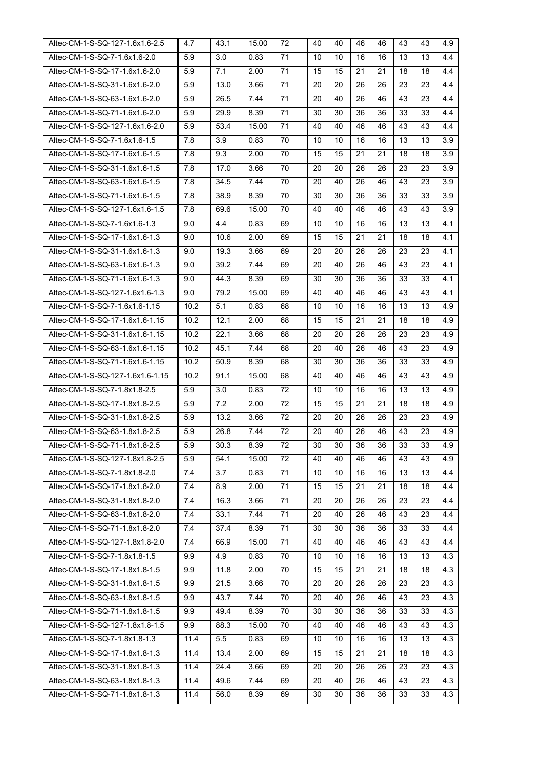| | | | | | | | | | | | | |
|---|---|---|---|---|---|---|---|---|---|---|---|---|
| Altec-CM-1-S-SQ-127-1.6x1.6-2.5 | 4.7 | 43.1 | 15.00 | 72 | 40 | 40 | 46 | 46 | 43 | 43 | 4.9 |
| Altec-CM-1-S-SQ-7-1.6x1.6-2.0 | 5.9 | 3.0 | 0.83 | 71 | 10 | 10 | 16 | 16 | 13 | 13 | 4.4 |
| Altec-CM-1-S-SQ-17-1.6x1.6-2.0 | 5.9 | 7.1 | 2.00 | 71 | 15 | 15 | 21 | 21 | 18 | 18 | 4.4 |
| Altec-CM-1-S-SQ-31-1.6x1.6-2.0 | 5.9 | 13.0 | 3.66 | 71 | 20 | 20 | 26 | 26 | 23 | 23 | 4.4 |
| Altec-CM-1-S-SQ-63-1.6x1.6-2.0 | 5.9 | 26.5 | 7.44 | 71 | 20 | 40 | 26 | 46 | 43 | 23 | 4.4 |
| Altec-CM-1-S-SQ-71-1.6x1.6-2.0 | 5.9 | 29.9 | 8.39 | 71 | 30 | 30 | 36 | 36 | 33 | 33 | 4.4 |
| Altec-CM-1-S-SQ-127-1.6x1.6-2.0 | 5.9 | 53.4 | 15.00 | 71 | 40 | 40 | 46 | 46 | 43 | 43 | 4.4 |
| Altec-CM-1-S-SQ-7-1.6x1.6-1.5 | 7.8 | 3.9 | 0.83 | 70 | 10 | 10 | 16 | 16 | 13 | 13 | 3.9 |
| Altec-CM-1-S-SQ-17-1.6x1.6-1.5 | 7.8 | 9.3 | 2.00 | 70 | 15 | 15 | 21 | 21 | 18 | 18 | 3.9 |
| Altec-CM-1-S-SQ-31-1.6x1.6-1.5 | 7.8 | 17.0 | 3.66 | 70 | 20 | 20 | 26 | 26 | 23 | 23 | 3.9 |
| Altec-CM-1-S-SQ-63-1.6x1.6-1.5 | 7.8 | 34.5 | 7.44 | 70 | 20 | 40 | 26 | 46 | 43 | 23 | 3.9 |
| Altec-CM-1-S-SQ-71-1.6x1.6-1.5 | 7.8 | 38.9 | 8.39 | 70 | 30 | 30 | 36 | 36 | 33 | 33 | 3.9 |
| Altec-CM-1-S-SQ-127-1.6x1.6-1.5 | 7.8 | 69.6 | 15.00 | 70 | 40 | 40 | 46 | 46 | 43 | 43 | 3.9 |
| Altec-CM-1-S-SQ-7-1.6x1.6-1.3 | 9.0 | 4.4 | 0.83 | 69 | 10 | 10 | 16 | 16 | 13 | 13 | 4.1 |
| Altec-CM-1-S-SQ-17-1.6x1.6-1.3 | 9.0 | 10.6 | 2.00 | 69 | 15 | 15 | 21 | 21 | 18 | 18 | 4.1 |
| Altec-CM-1-S-SQ-31-1.6x1.6-1.3 | 9.0 | 19.3 | 3.66 | 69 | 20 | 20 | 26 | 26 | 23 | 23 | 4.1 |
| Altec-CM-1-S-SQ-63-1.6x1.6-1.3 | 9.0 | 39.2 | 7.44 | 69 | 20 | 40 | 26 | 46 | 43 | 23 | 4.1 |
| Altec-CM-1-S-SQ-71-1.6x1.6-1.3 | 9.0 | 44.3 | 8.39 | 69 | 30 | 30 | 36 | 36 | 33 | 33 | 4.1 |
| Altec-CM-1-S-SQ-127-1.6x1.6-1.3 | 9.0 | 79.2 | 15.00 | 69 | 40 | 40 | 46 | 46 | 43 | 43 | 4.1 |
| Altec-CM-1-S-SQ-7-1.6x1.6-1.15 | 10.2 | 5.1 | 0.83 | 68 | 10 | 10 | 16 | 16 | 13 | 13 | 4.9 |
| Altec-CM-1-S-SQ-17-1.6x1.6-1.15 | 10.2 | 12.1 | 2.00 | 68 | 15 | 15 | 21 | 21 | 18 | 18 | 4.9 |
| Altec-CM-1-S-SQ-31-1.6x1.6-1.15 | 10.2 | 22.1 | 3.66 | 68 | 20 | 20 | 26 | 26 | 23 | 23 | 4.9 |
| Altec-CM-1-S-SQ-63-1.6x1.6-1.15 | 10.2 | 45.1 | 7.44 | 68 | 20 | 40 | 26 | 46 | 43 | 23 | 4.9 |
| Altec-CM-1-S-SQ-71-1.6x1.6-1.15 | 10.2 | 50.9 | 8.39 | 68 | 30 | 30 | 36 | 36 | 33 | 33 | 4.9 |
| Altec-CM-1-S-SQ-127-1.6x1.6-1.15 | 10.2 | 91.1 | 15.00 | 68 | 40 | 40 | 46 | 46 | 43 | 43 | 4.9 |
| Altec-CM-1-S-SQ-7-1.8x1.8-2.5 | 5.9 | 3.0 | 0.83 | 72 | 10 | 10 | 16 | 16 | 13 | 13 | 4.9 |
| Altec-CM-1-S-SQ-17-1.8x1.8-2.5 | 5.9 | 7.2 | 2.00 | 72 | 15 | 15 | 21 | 21 | 18 | 18 | 4.9 |
| Altec-CM-1-S-SQ-31-1.8x1.8-2.5 | 5.9 | 13.2 | 3.66 | 72 | 20 | 20 | 26 | 26 | 23 | 23 | 4.9 |
| Altec-CM-1-S-SQ-63-1.8x1.8-2.5 | 5.9 | 26.8 | 7.44 | 72 | 20 | 40 | 26 | 46 | 43 | 23 | 4.9 |
| Altec-CM-1-S-SQ-71-1.8x1.8-2.5 | 5.9 | 30.3 | 8.39 | 72 | 30 | 30 | 36 | 36 | 33 | 33 | 4.9 |
| Altec-CM-1-S-SQ-127-1.8x1.8-2.5 | 5.9 | 54.1 | 15.00 | 72 | 40 | 40 | 46 | 46 | 43 | 43 | 4.9 |
| Altec-CM-1-S-SQ-7-1.8x1.8-2.0 | 7.4 | 3.7 | 0.83 | 71 | 10 | 10 | 16 | 16 | 13 | 13 | 4.4 |
| Altec-CM-1-S-SQ-17-1.8x1.8-2.0 | 7.4 | 8.9 | 2.00 | 71 | 15 | 15 | 21 | 21 | 18 | 18 | 4.4 |
| Altec-CM-1-S-SQ-31-1.8x1.8-2.0 | 7.4 | 16.3 | 3.66 | 71 | 20 | 20 | 26 | 26 | 23 | 23 | 4.4 |
| Altec-CM-1-S-SQ-63-1.8x1.8-2.0 | 7.4 | 33.1 | 7.44 | 71 | 20 | 40 | 26 | 46 | 43 | 23 | 4.4 |
| Altec-CM-1-S-SQ-71-1.8x1.8-2.0 | 7.4 | 37.4 | 8.39 | 71 | 30 | 30 | 36 | 36 | 33 | 33 | 4.4 |
| Altec-CM-1-S-SQ-127-1.8x1.8-2.0 | 7.4 | 66.9 | 15.00 | 71 | 40 | 40 | 46 | 46 | 43 | 43 | 4.4 |
| Altec-CM-1-S-SQ-7-1.8x1.8-1.5 | 9.9 | 4.9 | 0.83 | 70 | 10 | 10 | 16 | 16 | 13 | 13 | 4.3 |
| Altec-CM-1-S-SQ-17-1.8x1.8-1.5 | 9.9 | 11.8 | 2.00 | 70 | 15 | 15 | 21 | 21 | 18 | 18 | 4.3 |
| Altec-CM-1-S-SQ-31-1.8x1.8-1.5 | 9.9 | 21.5 | 3.66 | 70 | 20 | 20 | 26 | 26 | 23 | 23 | 4.3 |
| Altec-CM-1-S-SQ-63-1.8x1.8-1.5 | 9.9 | 43.7 | 7.44 | 70 | 20 | 40 | 26 | 46 | 43 | 23 | 4.3 |
| Altec-CM-1-S-SQ-71-1.8x1.8-1.5 | 9.9 | 49.4 | 8.39 | 70 | 30 | 30 | 36 | 36 | 33 | 33 | 4.3 |
| Altec-CM-1-S-SQ-127-1.8x1.8-1.5 | 9.9 | 88.3 | 15.00 | 70 | 40 | 40 | 46 | 46 | 43 | 43 | 4.3 |
| Altec-CM-1-S-SQ-7-1.8x1.8-1.3 | 11.4 | 5.5 | 0.83 | 69 | 10 | 10 | 16 | 16 | 13 | 13 | 4.3 |
| Altec-CM-1-S-SQ-17-1.8x1.8-1.3 | 11.4 | 13.4 | 2.00 | 69 | 15 | 15 | 21 | 21 | 18 | 18 | 4.3 |
| Altec-CM-1-S-SQ-31-1.8x1.8-1.3 | 11.4 | 24.4 | 3.66 | 69 | 20 | 20 | 26 | 26 | 23 | 23 | 4.3 |
| Altec-CM-1-S-SQ-63-1.8x1.8-1.3 | 11.4 | 49.6 | 7.44 | 69 | 20 | 40 | 26 | 46 | 43 | 23 | 4.3 |
| Altec-CM-1-S-SQ-71-1.8x1.8-1.3 | 11.4 | 56.0 | 8.39 | 69 | 30 | 30 | 36 | 36 | 33 | 33 | 4.3 |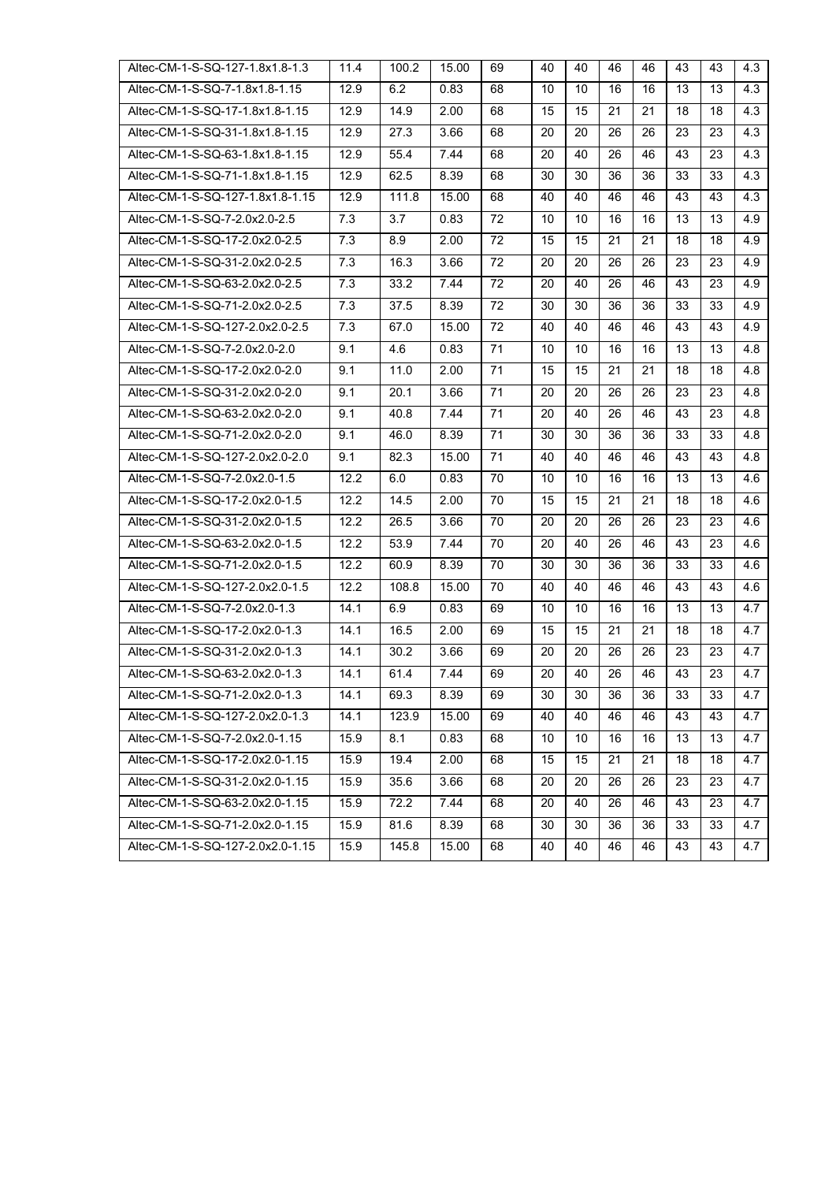| | | | | | | | | | | | | |
|---|---|---|---|---|---|---|---|---|---|---|---|---|
| Altec-CM-1-S-SQ-127-1.8x1.8-1.3 | 11.4 | 100.2 | 15.00 | 69 | 40 | 40 | 46 | 46 | 43 | 43 | 4.3 |
| Altec-CM-1-S-SQ-7-1.8x1.8-1.15 | 12.9 | 6.2 | 0.83 | 68 | 10 | 10 | 16 | 16 | 13 | 13 | 4.3 |
| Altec-CM-1-S-SQ-17-1.8x1.8-1.15 | 12.9 | 14.9 | 2.00 | 68 | 15 | 15 | 21 | 21 | 18 | 18 | 4.3 |
| Altec-CM-1-S-SQ-31-1.8x1.8-1.15 | 12.9 | 27.3 | 3.66 | 68 | 20 | 20 | 26 | 26 | 23 | 23 | 4.3 |
| Altec-CM-1-S-SQ-63-1.8x1.8-1.15 | 12.9 | 55.4 | 7.44 | 68 | 20 | 40 | 26 | 46 | 43 | 23 | 4.3 |
| Altec-CM-1-S-SQ-71-1.8x1.8-1.15 | 12.9 | 62.5 | 8.39 | 68 | 30 | 30 | 36 | 36 | 33 | 33 | 4.3 |
| Altec-CM-1-S-SQ-127-1.8x1.8-1.15 | 12.9 | 111.8 | 15.00 | 68 | 40 | 40 | 46 | 46 | 43 | 43 | 4.3 |
| Altec-CM-1-S-SQ-7-2.0x2.0-2.5 | 7.3 | 3.7 | 0.83 | 72 | 10 | 10 | 16 | 16 | 13 | 13 | 4.9 |
| Altec-CM-1-S-SQ-17-2.0x2.0-2.5 | 7.3 | 8.9 | 2.00 | 72 | 15 | 15 | 21 | 21 | 18 | 18 | 4.9 |
| Altec-CM-1-S-SQ-31-2.0x2.0-2.5 | 7.3 | 16.3 | 3.66 | 72 | 20 | 20 | 26 | 26 | 23 | 23 | 4.9 |
| Altec-CM-1-S-SQ-63-2.0x2.0-2.5 | 7.3 | 33.2 | 7.44 | 72 | 20 | 40 | 26 | 46 | 43 | 23 | 4.9 |
| Altec-CM-1-S-SQ-71-2.0x2.0-2.5 | 7.3 | 37.5 | 8.39 | 72 | 30 | 30 | 36 | 36 | 33 | 33 | 4.9 |
| Altec-CM-1-S-SQ-127-2.0x2.0-2.5 | 7.3 | 67.0 | 15.00 | 72 | 40 | 40 | 46 | 46 | 43 | 43 | 4.9 |
| Altec-CM-1-S-SQ-7-2.0x2.0-2.0 | 9.1 | 4.6 | 0.83 | 71 | 10 | 10 | 16 | 16 | 13 | 13 | 4.8 |
| Altec-CM-1-S-SQ-17-2.0x2.0-2.0 | 9.1 | 11.0 | 2.00 | 71 | 15 | 15 | 21 | 21 | 18 | 18 | 4.8 |
| Altec-CM-1-S-SQ-31-2.0x2.0-2.0 | 9.1 | 20.1 | 3.66 | 71 | 20 | 20 | 26 | 26 | 23 | 23 | 4.8 |
| Altec-CM-1-S-SQ-63-2.0x2.0-2.0 | 9.1 | 40.8 | 7.44 | 71 | 20 | 40 | 26 | 46 | 43 | 23 | 4.8 |
| Altec-CM-1-S-SQ-71-2.0x2.0-2.0 | 9.1 | 46.0 | 8.39 | 71 | 30 | 30 | 36 | 36 | 33 | 33 | 4.8 |
| Altec-CM-1-S-SQ-127-2.0x2.0-2.0 | 9.1 | 82.3 | 15.00 | 71 | 40 | 40 | 46 | 46 | 43 | 43 | 4.8 |
| Altec-CM-1-S-SQ-7-2.0x2.0-1.5 | 12.2 | 6.0 | 0.83 | 70 | 10 | 10 | 16 | 16 | 13 | 13 | 4.6 |
| Altec-CM-1-S-SQ-17-2.0x2.0-1.5 | 12.2 | 14.5 | 2.00 | 70 | 15 | 15 | 21 | 21 | 18 | 18 | 4.6 |
| Altec-CM-1-S-SQ-31-2.0x2.0-1.5 | 12.2 | 26.5 | 3.66 | 70 | 20 | 20 | 26 | 26 | 23 | 23 | 4.6 |
| Altec-CM-1-S-SQ-63-2.0x2.0-1.5 | 12.2 | 53.9 | 7.44 | 70 | 20 | 40 | 26 | 46 | 43 | 23 | 4.6 |
| Altec-CM-1-S-SQ-71-2.0x2.0-1.5 | 12.2 | 60.9 | 8.39 | 70 | 30 | 30 | 36 | 36 | 33 | 33 | 4.6 |
| Altec-CM-1-S-SQ-127-2.0x2.0-1.5 | 12.2 | 108.8 | 15.00 | 70 | 40 | 40 | 46 | 46 | 43 | 43 | 4.6 |
| Altec-CM-1-S-SQ-7-2.0x2.0-1.3 | 14.1 | 6.9 | 0.83 | 69 | 10 | 10 | 16 | 16 | 13 | 13 | 4.7 |
| Altec-CM-1-S-SQ-17-2.0x2.0-1.3 | 14.1 | 16.5 | 2.00 | 69 | 15 | 15 | 21 | 21 | 18 | 18 | 4.7 |
| Altec-CM-1-S-SQ-31-2.0x2.0-1.3 | 14.1 | 30.2 | 3.66 | 69 | 20 | 20 | 26 | 26 | 23 | 23 | 4.7 |
| Altec-CM-1-S-SQ-63-2.0x2.0-1.3 | 14.1 | 61.4 | 7.44 | 69 | 20 | 40 | 26 | 46 | 43 | 23 | 4.7 |
| Altec-CM-1-S-SQ-71-2.0x2.0-1.3 | 14.1 | 69.3 | 8.39 | 69 | 30 | 30 | 36 | 36 | 33 | 33 | 4.7 |
| Altec-CM-1-S-SQ-127-2.0x2.0-1.3 | 14.1 | 123.9 | 15.00 | 69 | 40 | 40 | 46 | 46 | 43 | 43 | 4.7 |
| Altec-CM-1-S-SQ-7-2.0x2.0-1.15 | 15.9 | 8.1 | 0.83 | 68 | 10 | 10 | 16 | 16 | 13 | 13 | 4.7 |
| Altec-CM-1-S-SQ-17-2.0x2.0-1.15 | 15.9 | 19.4 | 2.00 | 68 | 15 | 15 | 21 | 21 | 18 | 18 | 4.7 |
| Altec-CM-1-S-SQ-31-2.0x2.0-1.15 | 15.9 | 35.6 | 3.66 | 68 | 20 | 20 | 26 | 26 | 23 | 23 | 4.7 |
| Altec-CM-1-S-SQ-63-2.0x2.0-1.15 | 15.9 | 72.2 | 7.44 | 68 | 20 | 40 | 26 | 46 | 43 | 23 | 4.7 |
| Altec-CM-1-S-SQ-71-2.0x2.0-1.15 | 15.9 | 81.6 | 8.39 | 68 | 30 | 30 | 36 | 36 | 33 | 33 | 4.7 |
| Altec-CM-1-S-SQ-127-2.0x2.0-1.15 | 15.9 | 145.8 | 15.00 | 68 | 40 | 40 | 46 | 46 | 43 | 43 | 4.7 |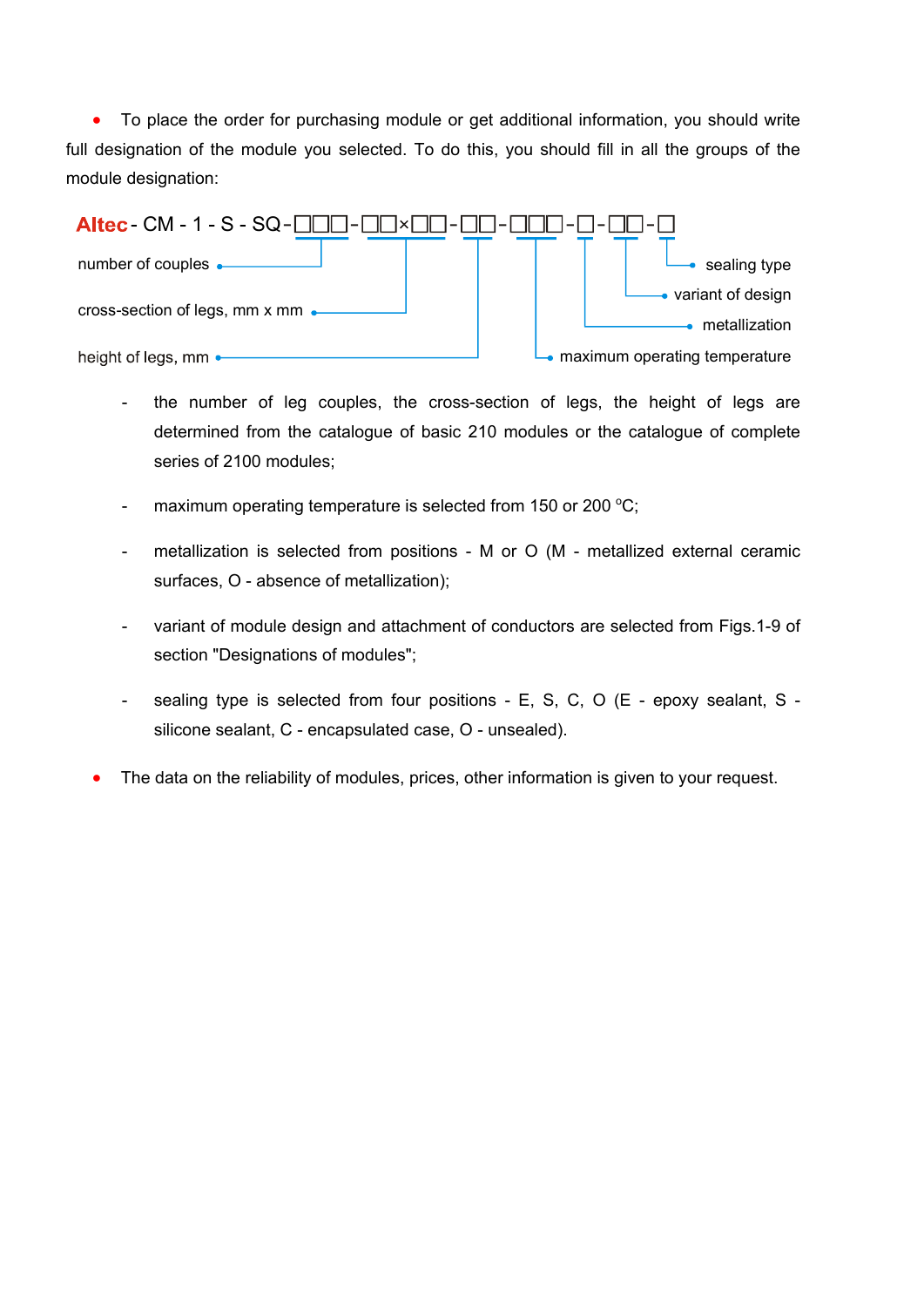- To place the order for purchasing module or get additional information, you should write full designation of the module you selected. To do this, you should fill in all the groups of the module designation:

**Altec** - CM - 1 - S - SQ-□□□-□□×□□-□□-□□□-□-□□-□

- □□□ – number of couples
- □□×□□ – cross-section of legs, mm x mm
- □□ – height of legs, mm
- □□□ – maximum operating temperature
- □ – metallization
- □□ – variant of design
- □ – sealing type

  - the number of leg couples, the cross-section of legs, the height of legs are determined from the catalogue of basic 210 modules or the catalogue of complete series of 2100 modules;
  - maximum operating temperature is selected from 150 or 200 °C;
  - metallization is selected from positions - M or O (M - metallized external ceramic surfaces, O - absence of metallization);
  - variant of module design and attachment of conductors are selected from Figs.1-9 of section "Designations of modules";
  - sealing type is selected from four positions - E, S, C, O (E - epoxy sealant, S - silicone sealant, C - encapsulated case, O - unsealed).

- The data on the reliability of modules, prices, other information is given to your request.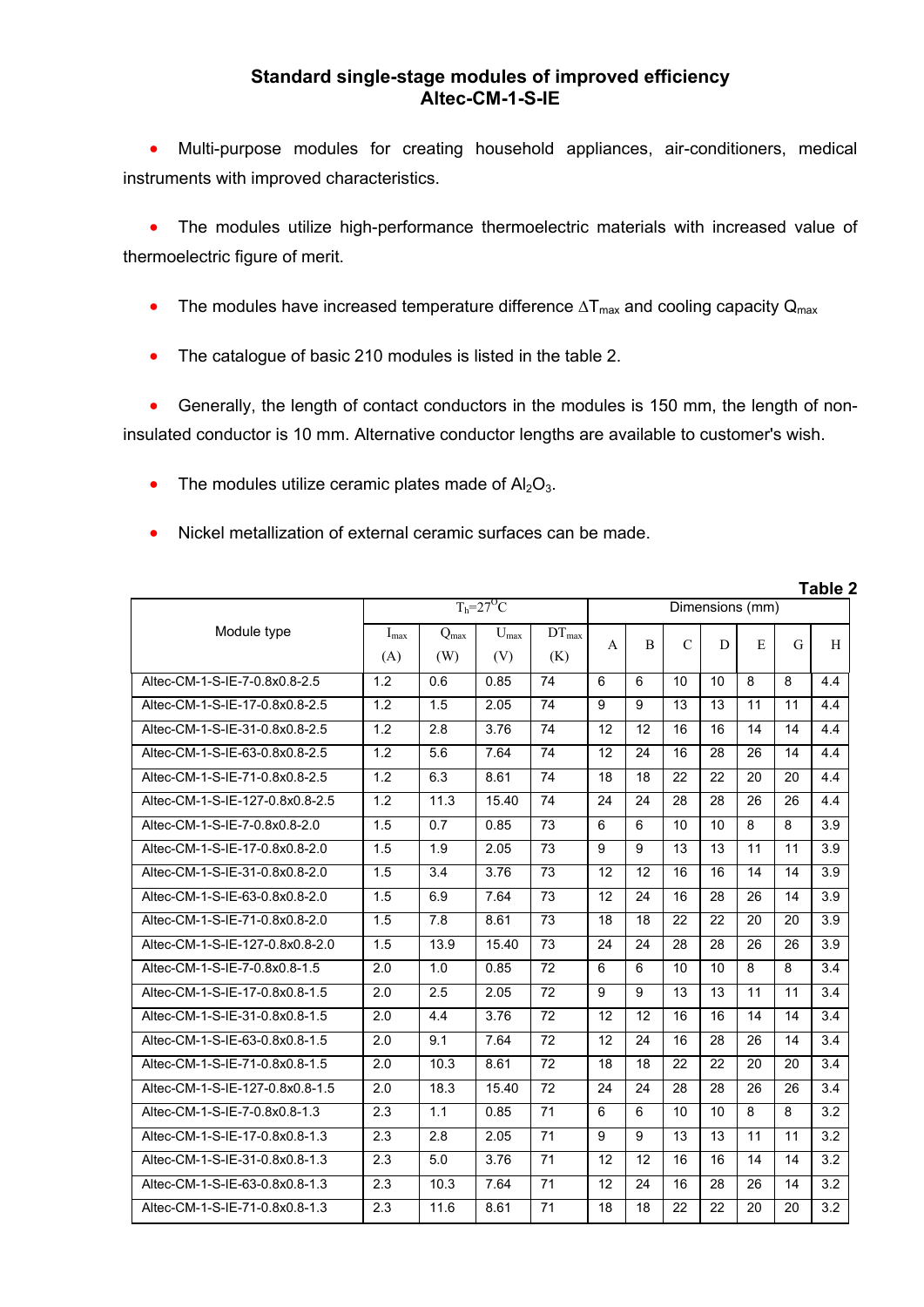## Standard single-stage modules of improved efficiency
## Altec-CM-1-S-IE

- Multi-purpose modules for creating household appliances, air-conditioners, medical instruments with improved characteristics.
- The modules utilize high-performance thermoelectric materials with increased value of thermoelectric figure of merit.
- The modules have increased temperature difference $\Delta T_{max}$ and cooling capacity $Q_{max}$
- The catalogue of basic 210 modules is listed in the table 2.
- Generally, the length of contact conductors in the modules is 150 mm, the length of non-insulated conductor is 10 mm. Alternative conductor lengths are available to customer's wish.
- The modules utilize ceramic plates made of $Al_2O_3$.
- Nickel metallization of external ceramic surfaces can be made.

**Table 2**

| Module type | $T_h=27^OC$ | | | | Dimensions (mm) | | | | | | |
|---|---|---|---|---|---|---|---|---|---|---|---|
| | $I_{max}$ (A) | $Q_{max}$ (W) | $U_{max}$ (V) | $DT_{max}$ (K) | A | B | C | D | E | G | H |
| Altec-CM-1-S-IE-7-0.8x0.8-2.5 | 1.2 | 0.6 | 0.85 | 74 | 6 | 6 | 10 | 10 | 8 | 8 | 4.4 |
| Altec-CM-1-S-IE-17-0.8x0.8-2.5 | 1.2 | 1.5 | 2.05 | 74 | 9 | 9 | 13 | 13 | 11 | 11 | 4.4 |
| Altec-CM-1-S-IE-31-0.8x0.8-2.5 | 1.2 | 2.8 | 3.76 | 74 | 12 | 12 | 16 | 16 | 14 | 14 | 4.4 |
| Altec-CM-1-S-IE-63-0.8x0.8-2.5 | 1.2 | 5.6 | 7.64 | 74 | 12 | 24 | 16 | 28 | 26 | 14 | 4.4 |
| Altec-CM-1-S-IE-71-0.8x0.8-2.5 | 1.2 | 6.3 | 8.61 | 74 | 18 | 18 | 22 | 22 | 20 | 20 | 4.4 |
| Altec-CM-1-S-IE-127-0.8x0.8-2.5 | 1.2 | 11.3 | 15.40 | 74 | 24 | 24 | 28 | 28 | 26 | 26 | 4.4 |
| Altec-CM-1-S-IE-7-0.8x0.8-2.0 | 1.5 | 0.7 | 0.85 | 73 | 6 | 6 | 10 | 10 | 8 | 8 | 3.9 |
| Altec-CM-1-S-IE-17-0.8x0.8-2.0 | 1.5 | 1.9 | 2.05 | 73 | 9 | 9 | 13 | 13 | 11 | 11 | 3.9 |
| Altec-CM-1-S-IE-31-0.8x0.8-2.0 | 1.5 | 3.4 | 3.76 | 73 | 12 | 12 | 16 | 16 | 14 | 14 | 3.9 |
| Altec-CM-1-S-IE-63-0.8x0.8-2.0 | 1.5 | 6.9 | 7.64 | 73 | 12 | 24 | 16 | 28 | 26 | 14 | 3.9 |
| Altec-CM-1-S-IE-71-0.8x0.8-2.0 | 1.5 | 7.8 | 8.61 | 73 | 18 | 18 | 22 | 22 | 20 | 20 | 3.9 |
| Altec-CM-1-S-IE-127-0.8x0.8-2.0 | 1.5 | 13.9 | 15.40 | 73 | 24 | 24 | 28 | 28 | 26 | 26 | 3.9 |
| Altec-CM-1-S-IE-7-0.8x0.8-1.5 | 2.0 | 1.0 | 0.85 | 72 | 6 | 6 | 10 | 10 | 8 | 8 | 3.4 |
| Altec-CM-1-S-IE-17-0.8x0.8-1.5 | 2.0 | 2.5 | 2.05 | 72 | 9 | 9 | 13 | 13 | 11 | 11 | 3.4 |
| Altec-CM-1-S-IE-31-0.8x0.8-1.5 | 2.0 | 4.4 | 3.76 | 72 | 12 | 12 | 16 | 16 | 14 | 14 | 3.4 |
| Altec-CM-1-S-IE-63-0.8x0.8-1.5 | 2.0 | 9.1 | 7.64 | 72 | 12 | 24 | 16 | 28 | 26 | 14 | 3.4 |
| Altec-CM-1-S-IE-71-0.8x0.8-1.5 | 2.0 | 10.3 | 8.61 | 72 | 18 | 18 | 22 | 22 | 20 | 20 | 3.4 |
| Altec-CM-1-S-IE-127-0.8x0.8-1.5 | 2.0 | 18.3 | 15.40 | 72 | 24 | 24 | 28 | 28 | 26 | 26 | 3.4 |
| Altec-CM-1-S-IE-7-0.8x0.8-1.3 | 2.3 | 1.1 | 0.85 | 71 | 6 | 6 | 10 | 10 | 8 | 8 | 3.2 |
| Altec-CM-1-S-IE-17-0.8x0.8-1.3 | 2.3 | 2.8 | 2.05 | 71 | 9 | 9 | 13 | 13 | 11 | 11 | 3.2 |
| Altec-CM-1-S-IE-31-0.8x0.8-1.3 | 2.3 | 5.0 | 3.76 | 71 | 12 | 12 | 16 | 16 | 14 | 14 | 3.2 |
| Altec-CM-1-S-IE-63-0.8x0.8-1.3 | 2.3 | 10.3 | 7.64 | 71 | 12 | 24 | 16 | 28 | 26 | 14 | 3.2 |
| Altec-CM-1-S-IE-71-0.8x0.8-1.3 | 2.3 | 11.6 | 8.61 | 71 | 18 | 18 | 22 | 22 | 20 | 20 | 3.2 |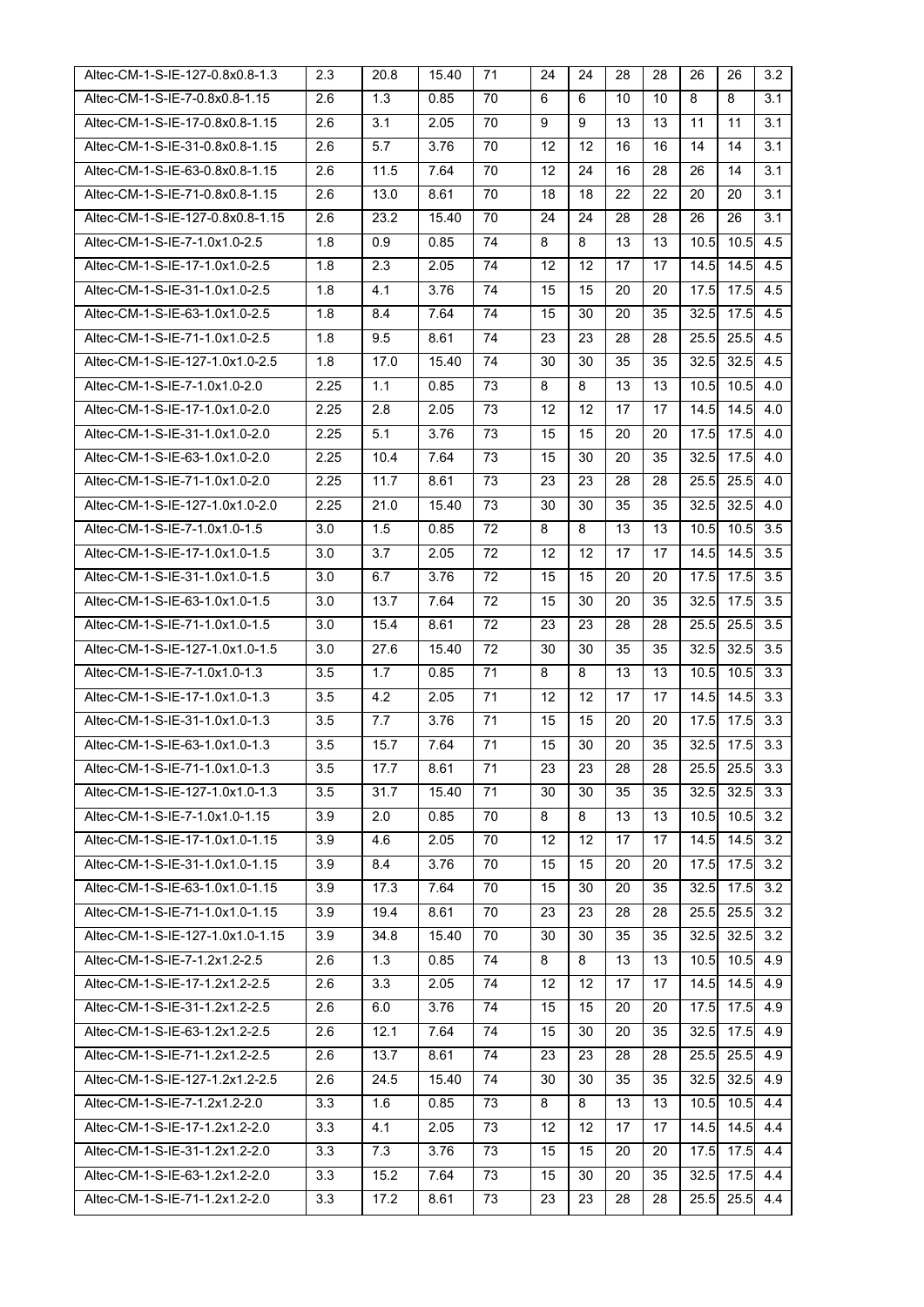| | | | | | | | | | | | |
|---|---|---|---|---|---|---|---|---|---|---|---|
| Altec-CM-1-S-IE-127-0.8x0.8-1.3 | 2.3 | 20.8 | 15.40 | 71 | 24 | 24 | 28 | 28 | 26 | 26 | 3.2 |
| Altec-CM-1-S-IE-7-0.8x0.8-1.15 | 2.6 | 1.3 | 0.85 | 70 | 6 | 6 | 10 | 10 | 8 | 8 | 3.1 |
| Altec-CM-1-S-IE-17-0.8x0.8-1.15 | 2.6 | 3.1 | 2.05 | 70 | 9 | 9 | 13 | 13 | 11 | 11 | 3.1 |
| Altec-CM-1-S-IE-31-0.8x0.8-1.15 | 2.6 | 5.7 | 3.76 | 70 | 12 | 12 | 16 | 16 | 14 | 14 | 3.1 |
| Altec-CM-1-S-IE-63-0.8x0.8-1.15 | 2.6 | 11.5 | 7.64 | 70 | 12 | 24 | 16 | 28 | 26 | 14 | 3.1 |
| Altec-CM-1-S-IE-71-0.8x0.8-1.15 | 2.6 | 13.0 | 8.61 | 70 | 18 | 18 | 22 | 22 | 20 | 20 | 3.1 |
| Altec-CM-1-S-IE-127-0.8x0.8-1.15 | 2.6 | 23.2 | 15.40 | 70 | 24 | 24 | 28 | 28 | 26 | 26 | 3.1 |
| Altec-CM-1-S-IE-7-1.0x1.0-2.5 | 1.8 | 0.9 | 0.85 | 74 | 8 | 8 | 13 | 13 | 10.5 | 10.5 | 4.5 |
| Altec-CM-1-S-IE-17-1.0x1.0-2.5 | 1.8 | 2.3 | 2.05 | 74 | 12 | 12 | 17 | 17 | 14.5 | 14.5 | 4.5 |
| Altec-CM-1-S-IE-31-1.0x1.0-2.5 | 1.8 | 4.1 | 3.76 | 74 | 15 | 15 | 20 | 20 | 17.5 | 17.5 | 4.5 |
| Altec-CM-1-S-IE-63-1.0x1.0-2.5 | 1.8 | 8.4 | 7.64 | 74 | 15 | 30 | 20 | 35 | 32.5 | 17.5 | 4.5 |
| Altec-CM-1-S-IE-71-1.0x1.0-2.5 | 1.8 | 9.5 | 8.61 | 74 | 23 | 23 | 28 | 28 | 25.5 | 25.5 | 4.5 |
| Altec-CM-1-S-IE-127-1.0x1.0-2.5 | 1.8 | 17.0 | 15.40 | 74 | 30 | 30 | 35 | 35 | 32.5 | 32.5 | 4.5 |
| Altec-CM-1-S-IE-7-1.0x1.0-2.0 | 2.25 | 1.1 | 0.85 | 73 | 8 | 8 | 13 | 13 | 10.5 | 10.5 | 4.0 |
| Altec-CM-1-S-IE-17-1.0x1.0-2.0 | 2.25 | 2.8 | 2.05 | 73 | 12 | 12 | 17 | 17 | 14.5 | 14.5 | 4.0 |
| Altec-CM-1-S-IE-31-1.0x1.0-2.0 | 2.25 | 5.1 | 3.76 | 73 | 15 | 15 | 20 | 20 | 17.5 | 17.5 | 4.0 |
| Altec-CM-1-S-IE-63-1.0x1.0-2.0 | 2.25 | 10.4 | 7.64 | 73 | 15 | 30 | 20 | 35 | 32.5 | 17.5 | 4.0 |
| Altec-CM-1-S-IE-71-1.0x1.0-2.0 | 2.25 | 11.7 | 8.61 | 73 | 23 | 23 | 28 | 28 | 25.5 | 25.5 | 4.0 |
| Altec-CM-1-S-IE-127-1.0x1.0-2.0 | 2.25 | 21.0 | 15.40 | 73 | 30 | 30 | 35 | 35 | 32.5 | 32.5 | 4.0 |
| Altec-CM-1-S-IE-7-1.0x1.0-1.5 | 3.0 | 1.5 | 0.85 | 72 | 8 | 8 | 13 | 13 | 10.5 | 10.5 | 3.5 |
| Altec-CM-1-S-IE-17-1.0x1.0-1.5 | 3.0 | 3.7 | 2.05 | 72 | 12 | 12 | 17 | 17 | 14.5 | 14.5 | 3.5 |
| Altec-CM-1-S-IE-31-1.0x1.0-1.5 | 3.0 | 6.7 | 3.76 | 72 | 15 | 15 | 20 | 20 | 17.5 | 17.5 | 3.5 |
| Altec-CM-1-S-IE-63-1.0x1.0-1.5 | 3.0 | 13.7 | 7.64 | 72 | 15 | 30 | 20 | 35 | 32.5 | 17.5 | 3.5 |
| Altec-CM-1-S-IE-71-1.0x1.0-1.5 | 3.0 | 15.4 | 8.61 | 72 | 23 | 23 | 28 | 28 | 25.5 | 25.5 | 3.5 |
| Altec-CM-1-S-IE-127-1.0x1.0-1.5 | 3.0 | 27.6 | 15.40 | 72 | 30 | 30 | 35 | 35 | 32.5 | 32.5 | 3.5 |
| Altec-CM-1-S-IE-7-1.0x1.0-1.3 | 3.5 | 1.7 | 0.85 | 71 | 8 | 8 | 13 | 13 | 10.5 | 10.5 | 3.3 |
| Altec-CM-1-S-IE-17-1.0x1.0-1.3 | 3.5 | 4.2 | 2.05 | 71 | 12 | 12 | 17 | 17 | 14.5 | 14.5 | 3.3 |
| Altec-CM-1-S-IE-31-1.0x1.0-1.3 | 3.5 | 7.7 | 3.76 | 71 | 15 | 15 | 20 | 20 | 17.5 | 17.5 | 3.3 |
| Altec-CM-1-S-IE-63-1.0x1.0-1.3 | 3.5 | 15.7 | 7.64 | 71 | 15 | 30 | 20 | 35 | 32.5 | 17.5 | 3.3 |
| Altec-CM-1-S-IE-71-1.0x1.0-1.3 | 3.5 | 17.7 | 8.61 | 71 | 23 | 23 | 28 | 28 | 25.5 | 25.5 | 3.3 |
| Altec-CM-1-S-IE-127-1.0x1.0-1.3 | 3.5 | 31.7 | 15.40 | 71 | 30 | 30 | 35 | 35 | 32.5 | 32.5 | 3.3 |
| Altec-CM-1-S-IE-7-1.0x1.0-1.15 | 3.9 | 2.0 | 0.85 | 70 | 8 | 8 | 13 | 13 | 10.5 | 10.5 | 3.2 |
| Altec-CM-1-S-IE-17-1.0x1.0-1.15 | 3.9 | 4.6 | 2.05 | 70 | 12 | 12 | 17 | 17 | 14.5 | 14.5 | 3.2 |
| Altec-CM-1-S-IE-31-1.0x1.0-1.15 | 3.9 | 8.4 | 3.76 | 70 | 15 | 15 | 20 | 20 | 17.5 | 17.5 | 3.2 |
| Altec-CM-1-S-IE-63-1.0x1.0-1.15 | 3.9 | 17.3 | 7.64 | 70 | 15 | 30 | 20 | 35 | 32.5 | 17.5 | 3.2 |
| Altec-CM-1-S-IE-71-1.0x1.0-1.15 | 3.9 | 19.4 | 8.61 | 70 | 23 | 23 | 28 | 28 | 25.5 | 25.5 | 3.2 |
| Altec-CM-1-S-IE-127-1.0x1.0-1.15 | 3.9 | 34.8 | 15.40 | 70 | 30 | 30 | 35 | 35 | 32.5 | 32.5 | 3.2 |
| Altec-CM-1-S-IE-7-1.2x1.2-2.5 | 2.6 | 1.3 | 0.85 | 74 | 8 | 8 | 13 | 13 | 10.5 | 10.5 | 4.9 |
| Altec-CM-1-S-IE-17-1.2x1.2-2.5 | 2.6 | 3.3 | 2.05 | 74 | 12 | 12 | 17 | 17 | 14.5 | 14.5 | 4.9 |
| Altec-CM-1-S-IE-31-1.2x1.2-2.5 | 2.6 | 6.0 | 3.76 | 74 | 15 | 15 | 20 | 20 | 17.5 | 17.5 | 4.9 |
| Altec-CM-1-S-IE-63-1.2x1.2-2.5 | 2.6 | 12.1 | 7.64 | 74 | 15 | 30 | 20 | 35 | 32.5 | 17.5 | 4.9 |
| Altec-CM-1-S-IE-71-1.2x1.2-2.5 | 2.6 | 13.7 | 8.61 | 74 | 23 | 23 | 28 | 28 | 25.5 | 25.5 | 4.9 |
| Altec-CM-1-S-IE-127-1.2x1.2-2.5 | 2.6 | 24.5 | 15.40 | 74 | 30 | 30 | 35 | 35 | 32.5 | 32.5 | 4.9 |
| Altec-CM-1-S-IE-7-1.2x1.2-2.0 | 3.3 | 1.6 | 0.85 | 73 | 8 | 8 | 13 | 13 | 10.5 | 10.5 | 4.4 |
| Altec-CM-1-S-IE-17-1.2x1.2-2.0 | 3.3 | 4.1 | 2.05 | 73 | 12 | 12 | 17 | 17 | 14.5 | 14.5 | 4.4 |
| Altec-CM-1-S-IE-31-1.2x1.2-2.0 | 3.3 | 7.3 | 3.76 | 73 | 15 | 15 | 20 | 20 | 17.5 | 17.5 | 4.4 |
| Altec-CM-1-S-IE-63-1.2x1.2-2.0 | 3.3 | 15.2 | 7.64 | 73 | 15 | 30 | 20 | 35 | 32.5 | 17.5 | 4.4 |
| Altec-CM-1-S-IE-71-1.2x1.2-2.0 | 3.3 | 17.2 | 8.61 | 73 | 23 | 23 | 28 | 28 | 25.5 | 25.5 | 4.4 |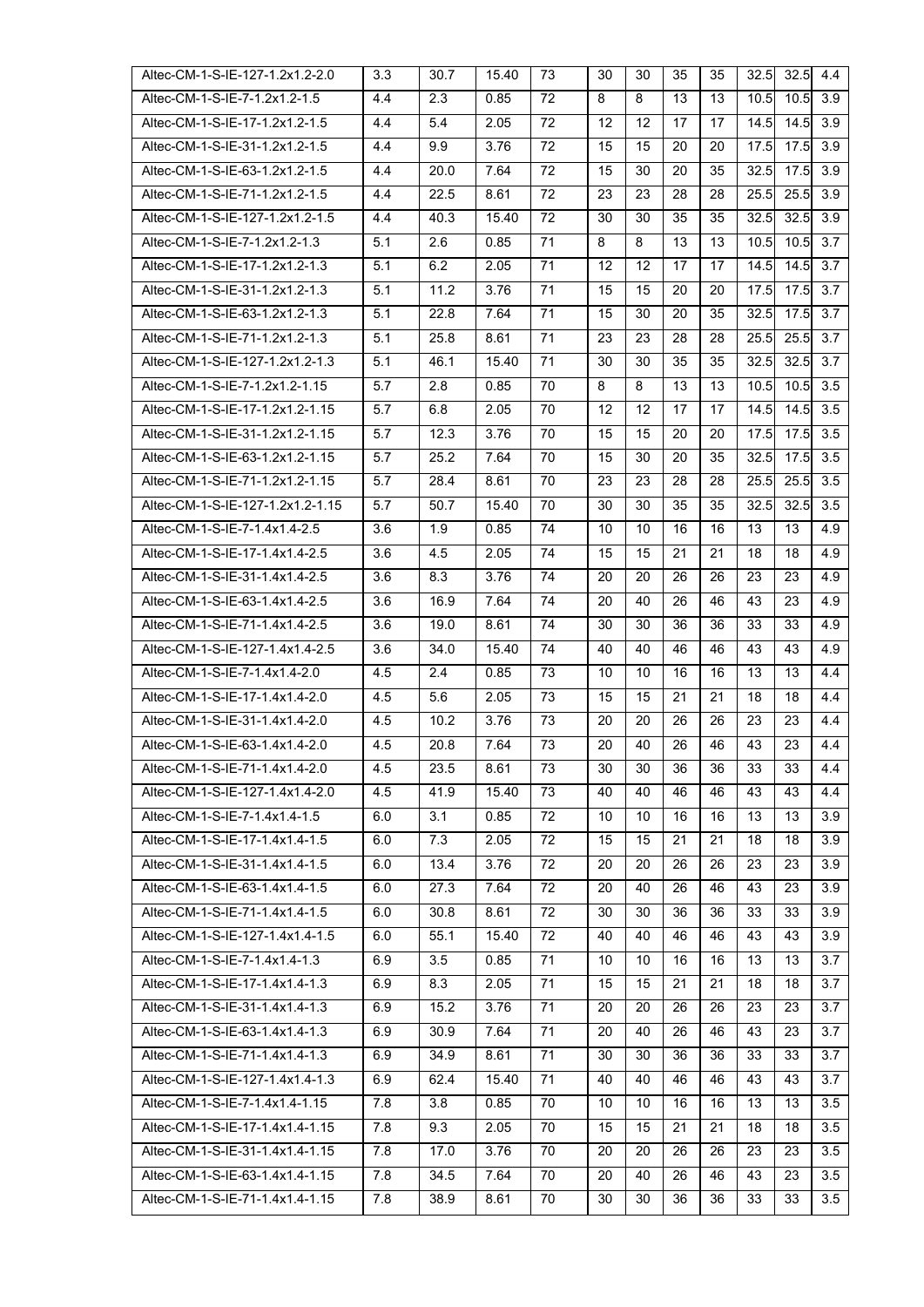| Altec-CM-1-S-IE-127-1.2x1.2-2.0 | 3.3 | 30.7 | 15.40 | 73 | 30 | 30 | 35 | 35 | 32.5 | 32.5 | 4.4 |
|---|---|---|---|---|---|---|---|---|---|---|---|
| Altec-CM-1-S-IE-7-1.2x1.2-1.5 | 4.4 | 2.3 | 0.85 | 72 | 8 | 8 | 13 | 13 | 10.5 | 10.5 | 3.9 |
| Altec-CM-1-S-IE-17-1.2x1.2-1.5 | 4.4 | 5.4 | 2.05 | 72 | 12 | 12 | 17 | 17 | 14.5 | 14.5 | 3.9 |
| Altec-CM-1-S-IE-31-1.2x1.2-1.5 | 4.4 | 9.9 | 3.76 | 72 | 15 | 15 | 20 | 20 | 17.5 | 17.5 | 3.9 |
| Altec-CM-1-S-IE-63-1.2x1.2-1.5 | 4.4 | 20.0 | 7.64 | 72 | 15 | 30 | 20 | 35 | 32.5 | 17.5 | 3.9 |
| Altec-CM-1-S-IE-71-1.2x1.2-1.5 | 4.4 | 22.5 | 8.61 | 72 | 23 | 23 | 28 | 28 | 25.5 | 25.5 | 3.9 |
| Altec-CM-1-S-IE-127-1.2x1.2-1.5 | 4.4 | 40.3 | 15.40 | 72 | 30 | 30 | 35 | 35 | 32.5 | 32.5 | 3.9 |
| Altec-CM-1-S-IE-7-1.2x1.2-1.3 | 5.1 | 2.6 | 0.85 | 71 | 8 | 8 | 13 | 13 | 10.5 | 10.5 | 3.7 |
| Altec-CM-1-S-IE-17-1.2x1.2-1.3 | 5.1 | 6.2 | 2.05 | 71 | 12 | 12 | 17 | 17 | 14.5 | 14.5 | 3.7 |
| Altec-CM-1-S-IE-31-1.2x1.2-1.3 | 5.1 | 11.2 | 3.76 | 71 | 15 | 15 | 20 | 20 | 17.5 | 17.5 | 3.7 |
| Altec-CM-1-S-IE-63-1.2x1.2-1.3 | 5.1 | 22.8 | 7.64 | 71 | 15 | 30 | 20 | 35 | 32.5 | 17.5 | 3.7 |
| Altec-CM-1-S-IE-71-1.2x1.2-1.3 | 5.1 | 25.8 | 8.61 | 71 | 23 | 23 | 28 | 28 | 25.5 | 25.5 | 3.7 |
| Altec-CM-1-S-IE-127-1.2x1.2-1.3 | 5.1 | 46.1 | 15.40 | 71 | 30 | 30 | 35 | 35 | 32.5 | 32.5 | 3.7 |
| Altec-CM-1-S-IE-7-1.2x1.2-1.15 | 5.7 | 2.8 | 0.85 | 70 | 8 | 8 | 13 | 13 | 10.5 | 10.5 | 3.5 |
| Altec-CM-1-S-IE-17-1.2x1.2-1.15 | 5.7 | 6.8 | 2.05 | 70 | 12 | 12 | 17 | 17 | 14.5 | 14.5 | 3.5 |
| Altec-CM-1-S-IE-31-1.2x1.2-1.15 | 5.7 | 12.3 | 3.76 | 70 | 15 | 15 | 20 | 20 | 17.5 | 17.5 | 3.5 |
| Altec-CM-1-S-IE-63-1.2x1.2-1.15 | 5.7 | 25.2 | 7.64 | 70 | 15 | 30 | 20 | 35 | 32.5 | 17.5 | 3.5 |
| Altec-CM-1-S-IE-71-1.2x1.2-1.15 | 5.7 | 28.4 | 8.61 | 70 | 23 | 23 | 28 | 28 | 25.5 | 25.5 | 3.5 |
| Altec-CM-1-S-IE-127-1.2x1.2-1.15 | 5.7 | 50.7 | 15.40 | 70 | 30 | 30 | 35 | 35 | 32.5 | 32.5 | 3.5 |
| Altec-CM-1-S-IE-7-1.4x1.4-2.5 | 3.6 | 1.9 | 0.85 | 74 | 10 | 10 | 16 | 16 | 13 | 13 | 4.9 |
| Altec-CM-1-S-IE-17-1.4x1.4-2.5 | 3.6 | 4.5 | 2.05 | 74 | 15 | 15 | 21 | 21 | 18 | 18 | 4.9 |
| Altec-CM-1-S-IE-31-1.4x1.4-2.5 | 3.6 | 8.3 | 3.76 | 74 | 20 | 20 | 26 | 26 | 23 | 23 | 4.9 |
| Altec-CM-1-S-IE-63-1.4x1.4-2.5 | 3.6 | 16.9 | 7.64 | 74 | 20 | 40 | 26 | 46 | 43 | 23 | 4.9 |
| Altec-CM-1-S-IE-71-1.4x1.4-2.5 | 3.6 | 19.0 | 8.61 | 74 | 30 | 30 | 36 | 36 | 33 | 33 | 4.9 |
| Altec-CM-1-S-IE-127-1.4x1.4-2.5 | 3.6 | 34.0 | 15.40 | 74 | 40 | 40 | 46 | 46 | 43 | 43 | 4.9 |
| Altec-CM-1-S-IE-7-1.4x1.4-2.0 | 4.5 | 2.4 | 0.85 | 73 | 10 | 10 | 16 | 16 | 13 | 13 | 4.4 |
| Altec-CM-1-S-IE-17-1.4x1.4-2.0 | 4.5 | 5.6 | 2.05 | 73 | 15 | 15 | 21 | 21 | 18 | 18 | 4.4 |
| Altec-CM-1-S-IE-31-1.4x1.4-2.0 | 4.5 | 10.2 | 3.76 | 73 | 20 | 20 | 26 | 26 | 23 | 23 | 4.4 |
| Altec-CM-1-S-IE-63-1.4x1.4-2.0 | 4.5 | 20.8 | 7.64 | 73 | 20 | 40 | 26 | 46 | 43 | 23 | 4.4 |
| Altec-CM-1-S-IE-71-1.4x1.4-2.0 | 4.5 | 23.5 | 8.61 | 73 | 30 | 30 | 36 | 36 | 33 | 33 | 4.4 |
| Altec-CM-1-S-IE-127-1.4x1.4-2.0 | 4.5 | 41.9 | 15.40 | 73 | 40 | 40 | 46 | 46 | 43 | 43 | 4.4 |
| Altec-CM-1-S-IE-7-1.4x1.4-1.5 | 6.0 | 3.1 | 0.85 | 72 | 10 | 10 | 16 | 16 | 13 | 13 | 3.9 |
| Altec-CM-1-S-IE-17-1.4x1.4-1.5 | 6.0 | 7.3 | 2.05 | 72 | 15 | 15 | 21 | 21 | 18 | 18 | 3.9 |
| Altec-CM-1-S-IE-31-1.4x1.4-1.5 | 6.0 | 13.4 | 3.76 | 72 | 20 | 20 | 26 | 26 | 23 | 23 | 3.9 |
| Altec-CM-1-S-IE-63-1.4x1.4-1.5 | 6.0 | 27.3 | 7.64 | 72 | 20 | 40 | 26 | 46 | 43 | 23 | 3.9 |
| Altec-CM-1-S-IE-71-1.4x1.4-1.5 | 6.0 | 30.8 | 8.61 | 72 | 30 | 30 | 36 | 36 | 33 | 33 | 3.9 |
| Altec-CM-1-S-IE-127-1.4x1.4-1.5 | 6.0 | 55.1 | 15.40 | 72 | 40 | 40 | 46 | 46 | 43 | 43 | 3.9 |
| Altec-CM-1-S-IE-7-1.4x1.4-1.3 | 6.9 | 3.5 | 0.85 | 71 | 10 | 10 | 16 | 16 | 13 | 13 | 3.7 |
| Altec-CM-1-S-IE-17-1.4x1.4-1.3 | 6.9 | 8.3 | 2.05 | 71 | 15 | 15 | 21 | 21 | 18 | 18 | 3.7 |
| Altec-CM-1-S-IE-31-1.4x1.4-1.3 | 6.9 | 15.2 | 3.76 | 71 | 20 | 20 | 26 | 26 | 23 | 23 | 3.7 |
| Altec-CM-1-S-IE-63-1.4x1.4-1.3 | 6.9 | 30.9 | 7.64 | 71 | 20 | 40 | 26 | 46 | 43 | 23 | 3.7 |
| Altec-CM-1-S-IE-71-1.4x1.4-1.3 | 6.9 | 34.9 | 8.61 | 71 | 30 | 30 | 36 | 36 | 33 | 33 | 3.7 |
| Altec-CM-1-S-IE-127-1.4x1.4-1.3 | 6.9 | 62.4 | 15.40 | 71 | 40 | 40 | 46 | 46 | 43 | 43 | 3.7 |
| Altec-CM-1-S-IE-7-1.4x1.4-1.15 | 7.8 | 3.8 | 0.85 | 70 | 10 | 10 | 16 | 16 | 13 | 13 | 3.5 |
| Altec-CM-1-S-IE-17-1.4x1.4-1.15 | 7.8 | 9.3 | 2.05 | 70 | 15 | 15 | 21 | 21 | 18 | 18 | 3.5 |
| Altec-CM-1-S-IE-31-1.4x1.4-1.15 | 7.8 | 17.0 | 3.76 | 70 | 20 | 20 | 26 | 26 | 23 | 23 | 3.5 |
| Altec-CM-1-S-IE-63-1.4x1.4-1.15 | 7.8 | 34.5 | 7.64 | 70 | 20 | 40 | 26 | 46 | 43 | 23 | 3.5 |
| Altec-CM-1-S-IE-71-1.4x1.4-1.15 | 7.8 | 38.9 | 8.61 | 70 | 30 | 30 | 36 | 36 | 33 | 33 | 3.5 |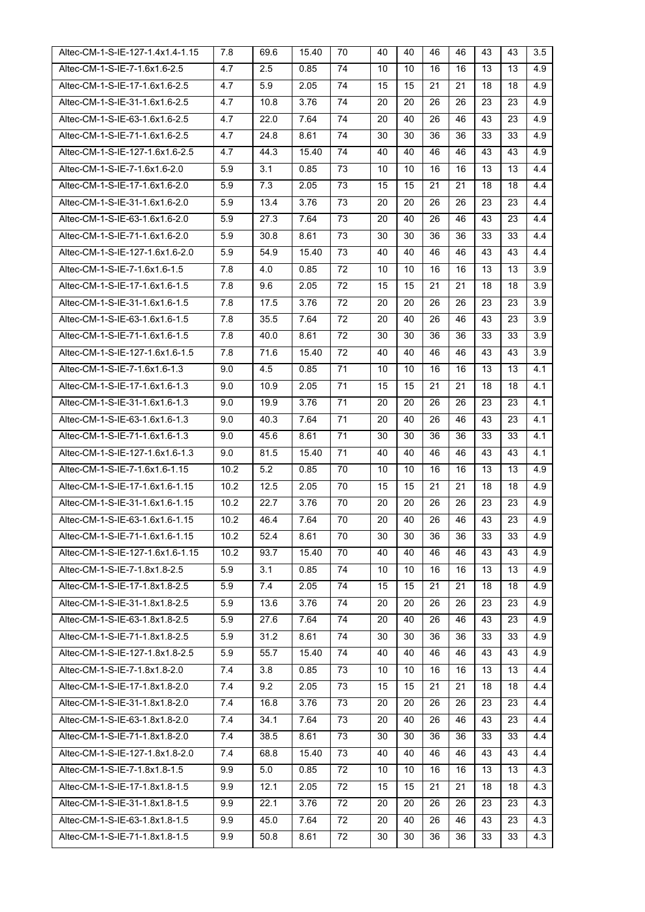| Altec-CM-1-S-IE-127-1.4x1.4-1.15 | 7.8 | 69.6 | 15.40 | 70 | 40 | 40 | 46 | 46 | 43 | 43 | 3.5 |
|---|---|---|---|---|---|---|---|---|---|---|---|
| Altec-CM-1-S-IE-7-1.6x1.6-2.5 | 4.7 | 2.5 | 0.85 | 74 | 10 | 10 | 16 | 16 | 13 | 13 | 4.9 |
| Altec-CM-1-S-IE-17-1.6x1.6-2.5 | 4.7 | 5.9 | 2.05 | 74 | 15 | 15 | 21 | 21 | 18 | 18 | 4.9 |
| Altec-CM-1-S-IE-31-1.6x1.6-2.5 | 4.7 | 10.8 | 3.76 | 74 | 20 | 20 | 26 | 26 | 23 | 23 | 4.9 |
| Altec-CM-1-S-IE-63-1.6x1.6-2.5 | 4.7 | 22.0 | 7.64 | 74 | 20 | 40 | 26 | 46 | 43 | 23 | 4.9 |
| Altec-CM-1-S-IE-71-1.6x1.6-2.5 | 4.7 | 24.8 | 8.61 | 74 | 30 | 30 | 36 | 36 | 33 | 33 | 4.9 |
| Altec-CM-1-S-IE-127-1.6x1.6-2.5 | 4.7 | 44.3 | 15.40 | 74 | 40 | 40 | 46 | 46 | 43 | 43 | 4.9 |
| Altec-CM-1-S-IE-7-1.6x1.6-2.0 | 5.9 | 3.1 | 0.85 | 73 | 10 | 10 | 16 | 16 | 13 | 13 | 4.4 |
| Altec-CM-1-S-IE-17-1.6x1.6-2.0 | 5.9 | 7.3 | 2.05 | 73 | 15 | 15 | 21 | 21 | 18 | 18 | 4.4 |
| Altec-CM-1-S-IE-31-1.6x1.6-2.0 | 5.9 | 13.4 | 3.76 | 73 | 20 | 20 | 26 | 26 | 23 | 23 | 4.4 |
| Altec-CM-1-S-IE-63-1.6x1.6-2.0 | 5.9 | 27.3 | 7.64 | 73 | 20 | 40 | 26 | 46 | 43 | 23 | 4.4 |
| Altec-CM-1-S-IE-71-1.6x1.6-2.0 | 5.9 | 30.8 | 8.61 | 73 | 30 | 30 | 36 | 36 | 33 | 33 | 4.4 |
| Altec-CM-1-S-IE-127-1.6x1.6-2.0 | 5.9 | 54.9 | 15.40 | 73 | 40 | 40 | 46 | 46 | 43 | 43 | 4.4 |
| Altec-CM-1-S-IE-7-1.6x1.6-1.5 | 7.8 | 4.0 | 0.85 | 72 | 10 | 10 | 16 | 16 | 13 | 13 | 3.9 |
| Altec-CM-1-S-IE-17-1.6x1.6-1.5 | 7.8 | 9.6 | 2.05 | 72 | 15 | 15 | 21 | 21 | 18 | 18 | 3.9 |
| Altec-CM-1-S-IE-31-1.6x1.6-1.5 | 7.8 | 17.5 | 3.76 | 72 | 20 | 20 | 26 | 26 | 23 | 23 | 3.9 |
| Altec-CM-1-S-IE-63-1.6x1.6-1.5 | 7.8 | 35.5 | 7.64 | 72 | 20 | 40 | 26 | 46 | 43 | 23 | 3.9 |
| Altec-CM-1-S-IE-71-1.6x1.6-1.5 | 7.8 | 40.0 | 8.61 | 72 | 30 | 30 | 36 | 36 | 33 | 33 | 3.9 |
| Altec-CM-1-S-IE-127-1.6x1.6-1.5 | 7.8 | 71.6 | 15.40 | 72 | 40 | 40 | 46 | 46 | 43 | 43 | 3.9 |
| Altec-CM-1-S-IE-7-1.6x1.6-1.3 | 9.0 | 4.5 | 0.85 | 71 | 10 | 10 | 16 | 16 | 13 | 13 | 4.1 |
| Altec-CM-1-S-IE-17-1.6x1.6-1.3 | 9.0 | 10.9 | 2.05 | 71 | 15 | 15 | 21 | 21 | 18 | 18 | 4.1 |
| Altec-CM-1-S-IE-31-1.6x1.6-1.3 | 9.0 | 19.9 | 3.76 | 71 | 20 | 20 | 26 | 26 | 23 | 23 | 4.1 |
| Altec-CM-1-S-IE-63-1.6x1.6-1.3 | 9.0 | 40.3 | 7.64 | 71 | 20 | 40 | 26 | 46 | 43 | 23 | 4.1 |
| Altec-CM-1-S-IE-71-1.6x1.6-1.3 | 9.0 | 45.6 | 8.61 | 71 | 30 | 30 | 36 | 36 | 33 | 33 | 4.1 |
| Altec-CM-1-S-IE-127-1.6x1.6-1.3 | 9.0 | 81.5 | 15.40 | 71 | 40 | 40 | 46 | 46 | 43 | 43 | 4.1 |
| Altec-CM-1-S-IE-7-1.6x1.6-1.15 | 10.2 | 5.2 | 0.85 | 70 | 10 | 10 | 16 | 16 | 13 | 13 | 4.9 |
| Altec-CM-1-S-IE-17-1.6x1.6-1.15 | 10.2 | 12.5 | 2.05 | 70 | 15 | 15 | 21 | 21 | 18 | 18 | 4.9 |
| Altec-CM-1-S-IE-31-1.6x1.6-1.15 | 10.2 | 22.7 | 3.76 | 70 | 20 | 20 | 26 | 26 | 23 | 23 | 4.9 |
| Altec-CM-1-S-IE-63-1.6x1.6-1.15 | 10.2 | 46.4 | 7.64 | 70 | 20 | 40 | 26 | 46 | 43 | 23 | 4.9 |
| Altec-CM-1-S-IE-71-1.6x1.6-1.15 | 10.2 | 52.4 | 8.61 | 70 | 30 | 30 | 36 | 36 | 33 | 33 | 4.9 |
| Altec-CM-1-S-IE-127-1.6x1.6-1.15 | 10.2 | 93.7 | 15.40 | 70 | 40 | 40 | 46 | 46 | 43 | 43 | 4.9 |
| Altec-CM-1-S-IE-7-1.8x1.8-2.5 | 5.9 | 3.1 | 0.85 | 74 | 10 | 10 | 16 | 16 | 13 | 13 | 4.9 |
| Altec-CM-1-S-IE-17-1.8x1.8-2.5 | 5.9 | 7.4 | 2.05 | 74 | 15 | 15 | 21 | 21 | 18 | 18 | 4.9 |
| Altec-CM-1-S-IE-31-1.8x1.8-2.5 | 5.9 | 13.6 | 3.76 | 74 | 20 | 20 | 26 | 26 | 23 | 23 | 4.9 |
| Altec-CM-1-S-IE-63-1.8x1.8-2.5 | 5.9 | 27.6 | 7.64 | 74 | 20 | 40 | 26 | 46 | 43 | 23 | 4.9 |
| Altec-CM-1-S-IE-71-1.8x1.8-2.5 | 5.9 | 31.2 | 8.61 | 74 | 30 | 30 | 36 | 36 | 33 | 33 | 4.9 |
| Altec-CM-1-S-IE-127-1.8x1.8-2.5 | 5.9 | 55.7 | 15.40 | 74 | 40 | 40 | 46 | 46 | 43 | 43 | 4.9 |
| Altec-CM-1-S-IE-7-1.8x1.8-2.0 | 7.4 | 3.8 | 0.85 | 73 | 10 | 10 | 16 | 16 | 13 | 13 | 4.4 |
| Altec-CM-1-S-IE-17-1.8x1.8-2.0 | 7.4 | 9.2 | 2.05 | 73 | 15 | 15 | 21 | 21 | 18 | 18 | 4.4 |
| Altec-CM-1-S-IE-31-1.8x1.8-2.0 | 7.4 | 16.8 | 3.76 | 73 | 20 | 20 | 26 | 26 | 23 | 23 | 4.4 |
| Altec-CM-1-S-IE-63-1.8x1.8-2.0 | 7.4 | 34.1 | 7.64 | 73 | 20 | 40 | 26 | 46 | 43 | 23 | 4.4 |
| Altec-CM-1-S-IE-71-1.8x1.8-2.0 | 7.4 | 38.5 | 8.61 | 73 | 30 | 30 | 36 | 36 | 33 | 33 | 4.4 |
| Altec-CM-1-S-IE-127-1.8x1.8-2.0 | 7.4 | 68.8 | 15.40 | 73 | 40 | 40 | 46 | 46 | 43 | 43 | 4.4 |
| Altec-CM-1-S-IE-7-1.8x1.8-1.5 | 9.9 | 5.0 | 0.85 | 72 | 10 | 10 | 16 | 16 | 13 | 13 | 4.3 |
| Altec-CM-1-S-IE-17-1.8x1.8-1.5 | 9.9 | 12.1 | 2.05 | 72 | 15 | 15 | 21 | 21 | 18 | 18 | 4.3 |
| Altec-CM-1-S-IE-31-1.8x1.8-1.5 | 9.9 | 22.1 | 3.76 | 72 | 20 | 20 | 26 | 26 | 23 | 23 | 4.3 |
| Altec-CM-1-S-IE-63-1.8x1.8-1.5 | 9.9 | 45.0 | 7.64 | 72 | 20 | 40 | 26 | 46 | 43 | 23 | 4.3 |
| Altec-CM-1-S-IE-71-1.8x1.8-1.5 | 9.9 | 50.8 | 8.61 | 72 | 30 | 30 | 36 | 36 | 33 | 33 | 4.3 |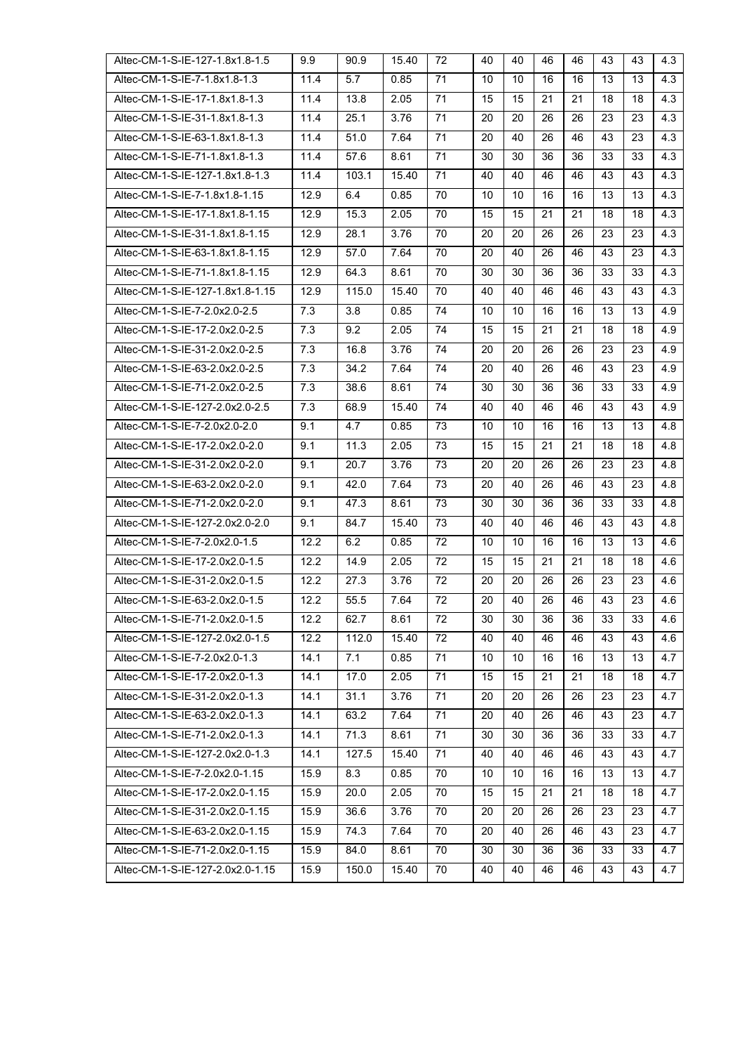| Altec-CM-1-S-IE-127-1.8x1.8-1.5 | 9.9 | 90.9 | 15.40 | 72 | 40 | 40 | 46 | 46 | 43 | 43 | 4.3 |
|---|---|---|---|---|---|---|---|---|---|---|---|
| Altec-CM-1-S-IE-7-1.8x1.8-1.3 | 11.4 | 5.7 | 0.85 | 71 | 10 | 10 | 16 | 16 | 13 | 13 | 4.3 |
| Altec-CM-1-S-IE-17-1.8x1.8-1.3 | 11.4 | 13.8 | 2.05 | 71 | 15 | 15 | 21 | 21 | 18 | 18 | 4.3 |
| Altec-CM-1-S-IE-31-1.8x1.8-1.3 | 11.4 | 25.1 | 3.76 | 71 | 20 | 20 | 26 | 26 | 23 | 23 | 4.3 |
| Altec-CM-1-S-IE-63-1.8x1.8-1.3 | 11.4 | 51.0 | 7.64 | 71 | 20 | 40 | 26 | 46 | 43 | 23 | 4.3 |
| Altec-CM-1-S-IE-71-1.8x1.8-1.3 | 11.4 | 57.6 | 8.61 | 71 | 30 | 30 | 36 | 36 | 33 | 33 | 4.3 |
| Altec-CM-1-S-IE-127-1.8x1.8-1.3 | 11.4 | 103.1 | 15.40 | 71 | 40 | 40 | 46 | 46 | 43 | 43 | 4.3 |
| Altec-CM-1-S-IE-7-1.8x1.8-1.15 | 12.9 | 6.4 | 0.85 | 70 | 10 | 10 | 16 | 16 | 13 | 13 | 4.3 |
| Altec-CM-1-S-IE-17-1.8x1.8-1.15 | 12.9 | 15.3 | 2.05 | 70 | 15 | 15 | 21 | 21 | 18 | 18 | 4.3 |
| Altec-CM-1-S-IE-31-1.8x1.8-1.15 | 12.9 | 28.1 | 3.76 | 70 | 20 | 20 | 26 | 26 | 23 | 23 | 4.3 |
| Altec-CM-1-S-IE-63-1.8x1.8-1.15 | 12.9 | 57.0 | 7.64 | 70 | 20 | 40 | 26 | 46 | 43 | 23 | 4.3 |
| Altec-CM-1-S-IE-71-1.8x1.8-1.15 | 12.9 | 64.3 | 8.61 | 70 | 30 | 30 | 36 | 36 | 33 | 33 | 4.3 |
| Altec-CM-1-S-IE-127-1.8x1.8-1.15 | 12.9 | 115.0 | 15.40 | 70 | 40 | 40 | 46 | 46 | 43 | 43 | 4.3 |
| Altec-CM-1-S-IE-7-2.0x2.0-2.5 | 7.3 | 3.8 | 0.85 | 74 | 10 | 10 | 16 | 16 | 13 | 13 | 4.9 |
| Altec-CM-1-S-IE-17-2.0x2.0-2.5 | 7.3 | 9.2 | 2.05 | 74 | 15 | 15 | 21 | 21 | 18 | 18 | 4.9 |
| Altec-CM-1-S-IE-31-2.0x2.0-2.5 | 7.3 | 16.8 | 3.76 | 74 | 20 | 20 | 26 | 26 | 23 | 23 | 4.9 |
| Altec-CM-1-S-IE-63-2.0x2.0-2.5 | 7.3 | 34.2 | 7.64 | 74 | 20 | 40 | 26 | 46 | 43 | 23 | 4.9 |
| Altec-CM-1-S-IE-71-2.0x2.0-2.5 | 7.3 | 38.6 | 8.61 | 74 | 30 | 30 | 36 | 36 | 33 | 33 | 4.9 |
| Altec-CM-1-S-IE-127-2.0x2.0-2.5 | 7.3 | 68.9 | 15.40 | 74 | 40 | 40 | 46 | 46 | 43 | 43 | 4.9 |
| Altec-CM-1-S-IE-7-2.0x2.0-2.0 | 9.1 | 4.7 | 0.85 | 73 | 10 | 10 | 16 | 16 | 13 | 13 | 4.8 |
| Altec-CM-1-S-IE-17-2.0x2.0-2.0 | 9.1 | 11.3 | 2.05 | 73 | 15 | 15 | 21 | 21 | 18 | 18 | 4.8 |
| Altec-CM-1-S-IE-31-2.0x2.0-2.0 | 9.1 | 20.7 | 3.76 | 73 | 20 | 20 | 26 | 26 | 23 | 23 | 4.8 |
| Altec-CM-1-S-IE-63-2.0x2.0-2.0 | 9.1 | 42.0 | 7.64 | 73 | 20 | 40 | 26 | 46 | 43 | 23 | 4.8 |
| Altec-CM-1-S-IE-71-2.0x2.0-2.0 | 9.1 | 47.3 | 8.61 | 73 | 30 | 30 | 36 | 36 | 33 | 33 | 4.8 |
| Altec-CM-1-S-IE-127-2.0x2.0-2.0 | 9.1 | 84.7 | 15.40 | 73 | 40 | 40 | 46 | 46 | 43 | 43 | 4.8 |
| Altec-CM-1-S-IE-7-2.0x2.0-1.5 | 12.2 | 6.2 | 0.85 | 72 | 10 | 10 | 16 | 16 | 13 | 13 | 4.6 |
| Altec-CM-1-S-IE-17-2.0x2.0-1.5 | 12.2 | 14.9 | 2.05 | 72 | 15 | 15 | 21 | 21 | 18 | 18 | 4.6 |
| Altec-CM-1-S-IE-31-2.0x2.0-1.5 | 12.2 | 27.3 | 3.76 | 72 | 20 | 20 | 26 | 26 | 23 | 23 | 4.6 |
| Altec-CM-1-S-IE-63-2.0x2.0-1.5 | 12.2 | 55.5 | 7.64 | 72 | 20 | 40 | 26 | 46 | 43 | 23 | 4.6 |
| Altec-CM-1-S-IE-71-2.0x2.0-1.5 | 12.2 | 62.7 | 8.61 | 72 | 30 | 30 | 36 | 36 | 33 | 33 | 4.6 |
| Altec-CM-1-S-IE-127-2.0x2.0-1.5 | 12.2 | 112.0 | 15.40 | 72 | 40 | 40 | 46 | 46 | 43 | 43 | 4.6 |
| Altec-CM-1-S-IE-7-2.0x2.0-1.3 | 14.1 | 7.1 | 0.85 | 71 | 10 | 10 | 16 | 16 | 13 | 13 | 4.7 |
| Altec-CM-1-S-IE-17-2.0x2.0-1.3 | 14.1 | 17.0 | 2.05 | 71 | 15 | 15 | 21 | 21 | 18 | 18 | 4.7 |
| Altec-CM-1-S-IE-31-2.0x2.0-1.3 | 14.1 | 31.1 | 3.76 | 71 | 20 | 20 | 26 | 26 | 23 | 23 | 4.7 |
| Altec-CM-1-S-IE-63-2.0x2.0-1.3 | 14.1 | 63.2 | 7.64 | 71 | 20 | 40 | 26 | 46 | 43 | 23 | 4.7 |
| Altec-CM-1-S-IE-71-2.0x2.0-1.3 | 14.1 | 71.3 | 8.61 | 71 | 30 | 30 | 36 | 36 | 33 | 33 | 4.7 |
| Altec-CM-1-S-IE-127-2.0x2.0-1.3 | 14.1 | 127.5 | 15.40 | 71 | 40 | 40 | 46 | 46 | 43 | 43 | 4.7 |
| Altec-CM-1-S-IE-7-2.0x2.0-1.15 | 15.9 | 8.3 | 0.85 | 70 | 10 | 10 | 16 | 16 | 13 | 13 | 4.7 |
| Altec-CM-1-S-IE-17-2.0x2.0-1.15 | 15.9 | 20.0 | 2.05 | 70 | 15 | 15 | 21 | 21 | 18 | 18 | 4.7 |
| Altec-CM-1-S-IE-31-2.0x2.0-1.15 | 15.9 | 36.6 | 3.76 | 70 | 20 | 20 | 26 | 26 | 23 | 23 | 4.7 |
| Altec-CM-1-S-IE-63-2.0x2.0-1.15 | 15.9 | 74.3 | 7.64 | 70 | 20 | 40 | 26 | 46 | 43 | 23 | 4.7 |
| Altec-CM-1-S-IE-71-2.0x2.0-1.15 | 15.9 | 84.0 | 8.61 | 70 | 30 | 30 | 36 | 36 | 33 | 33 | 4.7 |
| Altec-CM-1-S-IE-127-2.0x2.0-1.15 | 15.9 | 150.0 | 15.40 | 70 | 40 | 40 | 46 | 46 | 43 | 43 | 4.7 |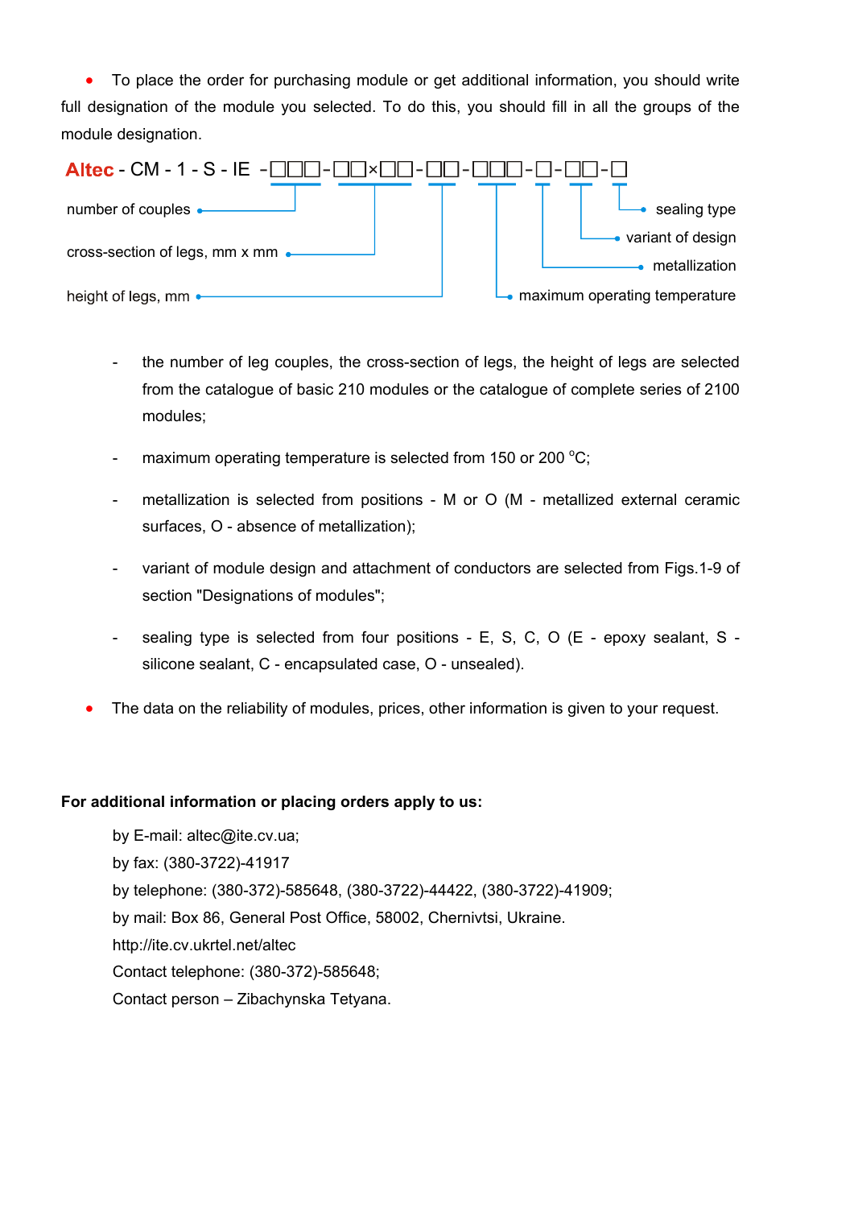- To place the order for purchasing module or get additional information, you should write full designation of the module you selected. To do this, you should fill in all the groups of the module designation.

**Altec** - CM - 1 - S - IE -□□□-□□×□□-□□-□□□-□-□□-□

number of couples

cross-section of legs, mm x mm

height of legs, mm

sealing type

variant of design

metallization

maximum operating temperature

  - the number of leg couples, the cross-section of legs, the height of legs are selected from the catalogue of basic 210 modules or the catalogue of complete series of 2100 modules;
  - maximum operating temperature is selected from 150 or 200 °C;
  - metallization is selected from positions - M or O (M - metallized external ceramic surfaces, O - absence of metallization);
  - variant of module design and attachment of conductors are selected from Figs.1-9 of section "Designations of modules";
  - sealing type is selected from four positions - E, S, C, O (E - epoxy sealant, S - silicone sealant, C - encapsulated case, O - unsealed).

- The data on the reliability of modules, prices, other information is given to your request.

**For additional information or placing orders apply to us:**

by E-mail: altec@ite.cv.ua;
by fax: (380-3722)-41917
by telephone: (380-372)-585648, (380-3722)-44422, (380-3722)-41909;
by mail: Box 86, General Post Office, 58002, Chernivtsi, Ukraine.
http://ite.cv.ukrtel.net/altec
Contact telephone: (380-372)-585648;
Contact person – Zibachynska Tetyana.